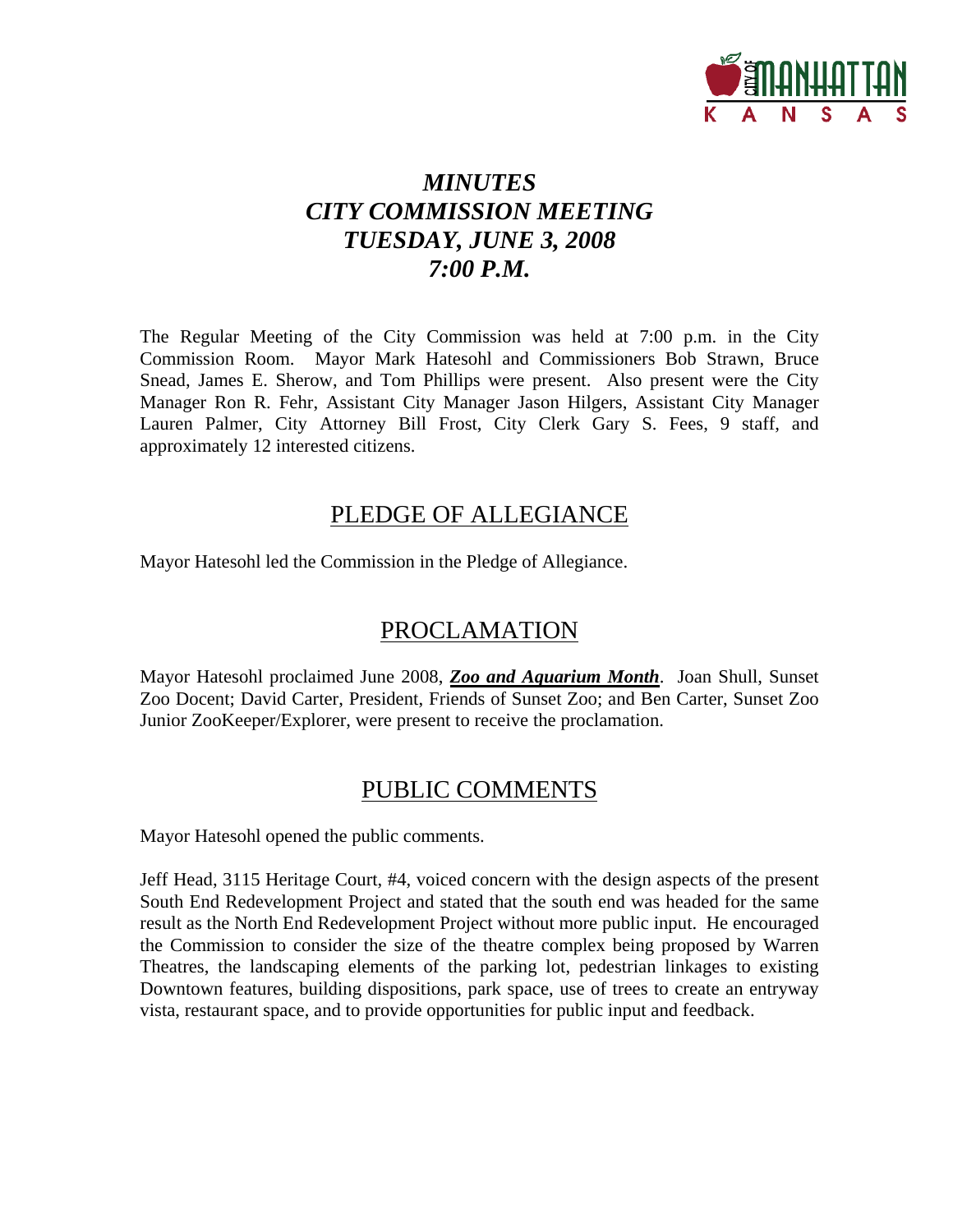# *MINUTES*
# *CITY COMMISSION MEETING*
# *TUESDAY, JUNE 3, 2008*
# *7:00 P.M.*

The Regular Meeting of the City Commission was held at 7:00 p.m. in the City Commission Room. Mayor Mark Hatesohl and Commissioners Bob Strawn, Bruce Snead, James E. Sherow, and Tom Phillips were present. Also present were the City Manager Ron R. Fehr, Assistant City Manager Jason Hilgers, Assistant City Manager Lauren Palmer, City Attorney Bill Frost, City Clerk Gary S. Fees, 9 staff, and approximately 12 interested citizens.

## PLEDGE OF ALLEGIANCE

Mayor Hatesohl led the Commission in the Pledge of Allegiance.

## PROCLAMATION

Mayor Hatesohl proclaimed June 2008, ***Zoo and Aquarium Month***. Joan Shull, Sunset Zoo Docent; David Carter, President, Friends of Sunset Zoo; and Ben Carter, Sunset Zoo Junior ZooKeeper/Explorer, were present to receive the proclamation.

## PUBLIC COMMENTS

Mayor Hatesohl opened the public comments.

Jeff Head, 3115 Heritage Court, #4, voiced concern with the design aspects of the present South End Redevelopment Project and stated that the south end was headed for the same result as the North End Redevelopment Project without more public input. He encouraged the Commission to consider the size of the theatre complex being proposed by Warren Theatres, the landscaping elements of the parking lot, pedestrian linkages to existing Downtown features, building dispositions, park space, use of trees to create an entryway vista, restaurant space, and to provide opportunities for public input and feedback.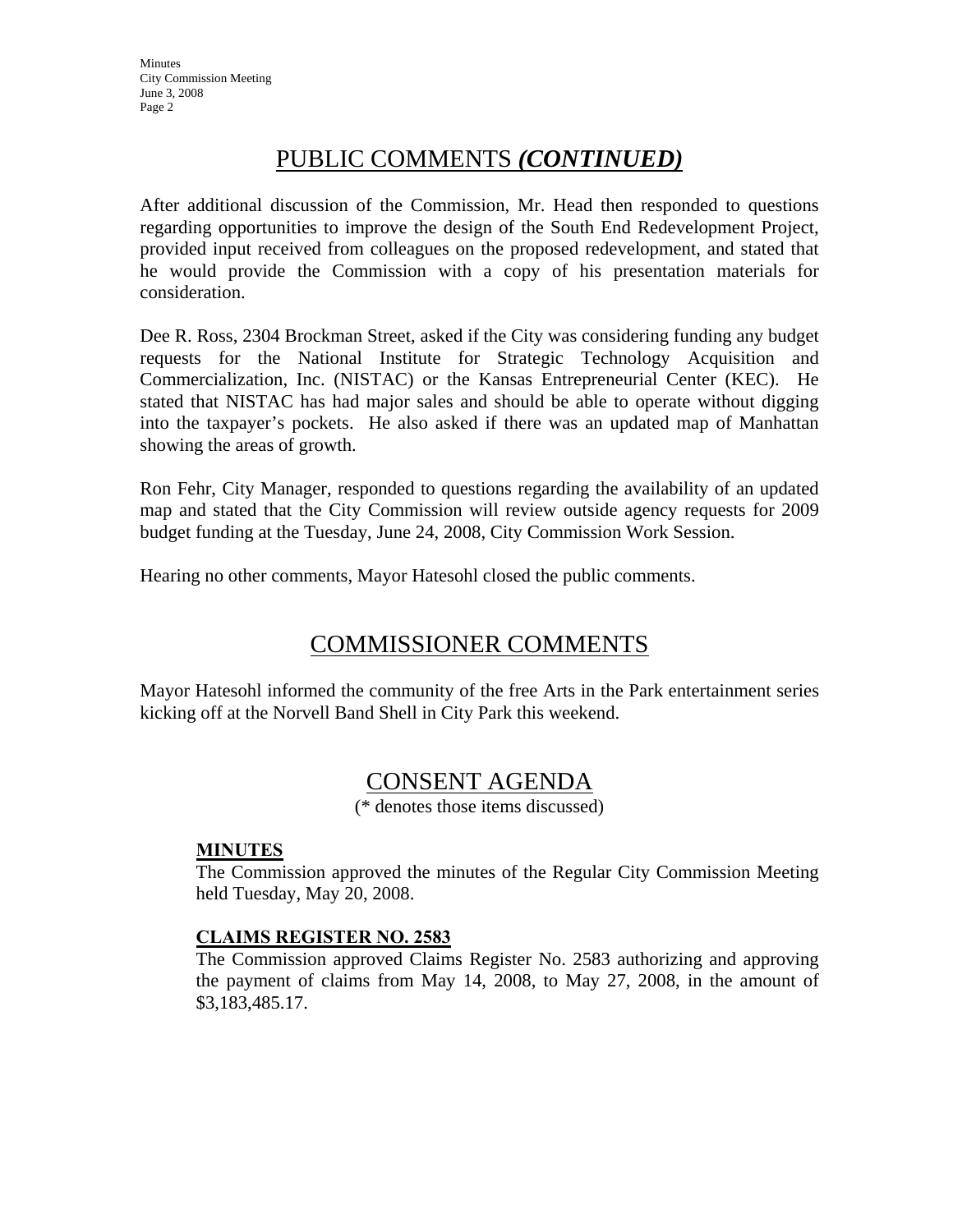## PUBLIC COMMENTS *(CONTINUED)*

After additional discussion of the Commission, Mr. Head then responded to questions regarding opportunities to improve the design of the South End Redevelopment Project, provided input received from colleagues on the proposed redevelopment, and stated that he would provide the Commission with a copy of his presentation materials for consideration.

Dee R. Ross, 2304 Brockman Street, asked if the City was considering funding any budget requests for the National Institute for Strategic Technology Acquisition and Commercialization, Inc. (NISTAC) or the Kansas Entrepreneurial Center (KEC). He stated that NISTAC has had major sales and should be able to operate without digging into the taxpayer's pockets. He also asked if there was an updated map of Manhattan showing the areas of growth.

Ron Fehr, City Manager, responded to questions regarding the availability of an updated map and stated that the City Commission will review outside agency requests for 2009 budget funding at the Tuesday, June 24, 2008, City Commission Work Session.

Hearing no other comments, Mayor Hatesohl closed the public comments.

## COMMISSIONER COMMENTS

Mayor Hatesohl informed the community of the free Arts in the Park entertainment series kicking off at the Norvell Band Shell in City Park this weekend.

## CONSENT AGENDA

(* denotes those items discussed)

### MINUTES

The Commission approved the minutes of the Regular City Commission Meeting held Tuesday, May 20, 2008.

### CLAIMS REGISTER NO. 2583

The Commission approved Claims Register No. 2583 authorizing and approving the payment of claims from May 14, 2008, to May 27, 2008, in the amount of $3,183,485.17.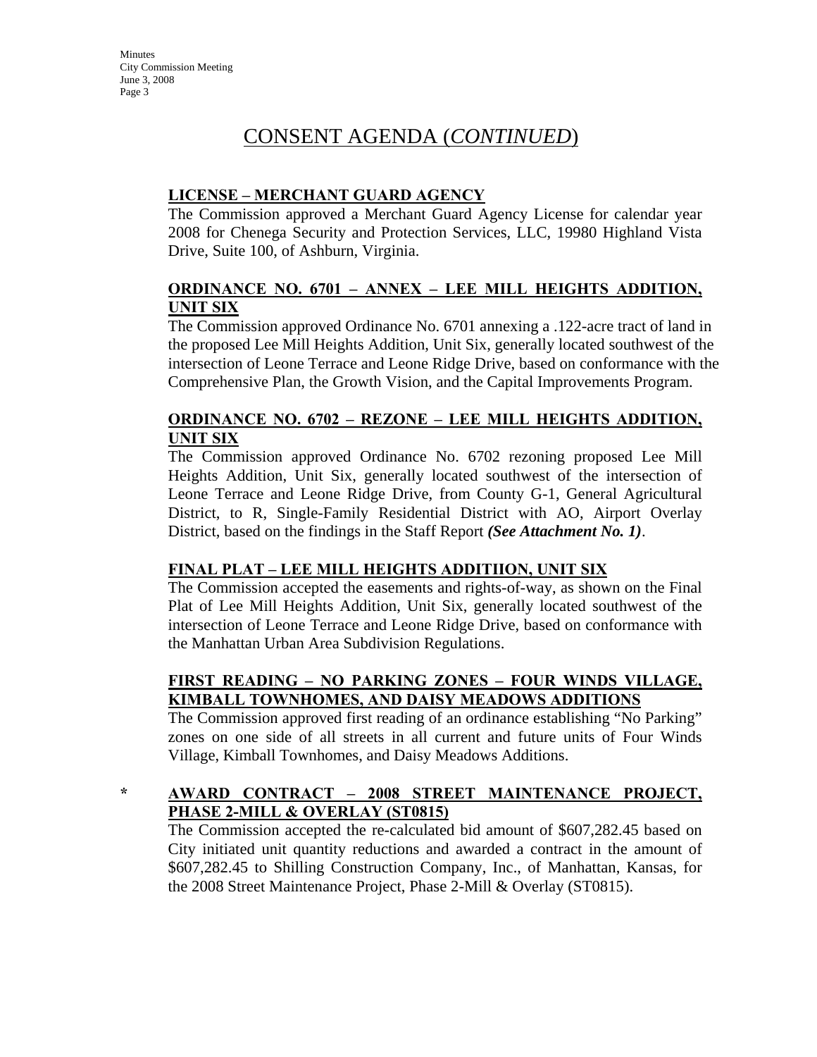# CONSENT AGENDA (*CONTINUED*)

**LICENSE – MERCHANT GUARD AGENCY**

The Commission approved a Merchant Guard Agency License for calendar year 2008 for Chenega Security and Protection Services, LLC, 19980 Highland Vista Drive, Suite 100, of Ashburn, Virginia.

**ORDINANCE NO. 6701 – ANNEX – LEE MILL HEIGHTS ADDITION, UNIT SIX**

The Commission approved Ordinance No. 6701 annexing a .122-acre tract of land in the proposed Lee Mill Heights Addition, Unit Six, generally located southwest of the intersection of Leone Terrace and Leone Ridge Drive, based on conformance with the Comprehensive Plan, the Growth Vision, and the Capital Improvements Program.

**ORDINANCE NO. 6702 – REZONE – LEE MILL HEIGHTS ADDITION, UNIT SIX**

The Commission approved Ordinance No. 6702 rezoning proposed Lee Mill Heights Addition, Unit Six, generally located southwest of the intersection of Leone Terrace and Leone Ridge Drive, from County G-1, General Agricultural District, to R, Single-Family Residential District with AO, Airport Overlay District, based on the findings in the Staff Report ***(See Attachment No. 1)***.

**FINAL PLAT – LEE MILL HEIGHTS ADDITIION, UNIT SIX**

The Commission accepted the easements and rights-of-way, as shown on the Final Plat of Lee Mill Heights Addition, Unit Six, generally located southwest of the intersection of Leone Terrace and Leone Ridge Drive, based on conformance with the Manhattan Urban Area Subdivision Regulations.

**FIRST READING – NO PARKING ZONES – FOUR WINDS VILLAGE, KIMBALL TOWNHOMES, AND DAISY MEADOWS ADDITIONS**

The Commission approved first reading of an ordinance establishing "No Parking" zones on one side of all streets in all current and future units of Four Winds Village, Kimball Townhomes, and Daisy Meadows Additions.

**\* AWARD CONTRACT – 2008 STREET MAINTENANCE PROJECT, PHASE 2-MILL & OVERLAY (ST0815)**

The Commission accepted the re-calculated bid amount of $607,282.45 based on City initiated unit quantity reductions and awarded a contract in the amount of $607,282.45 to Shilling Construction Company, Inc., of Manhattan, Kansas, for the 2008 Street Maintenance Project, Phase 2-Mill & Overlay (ST0815).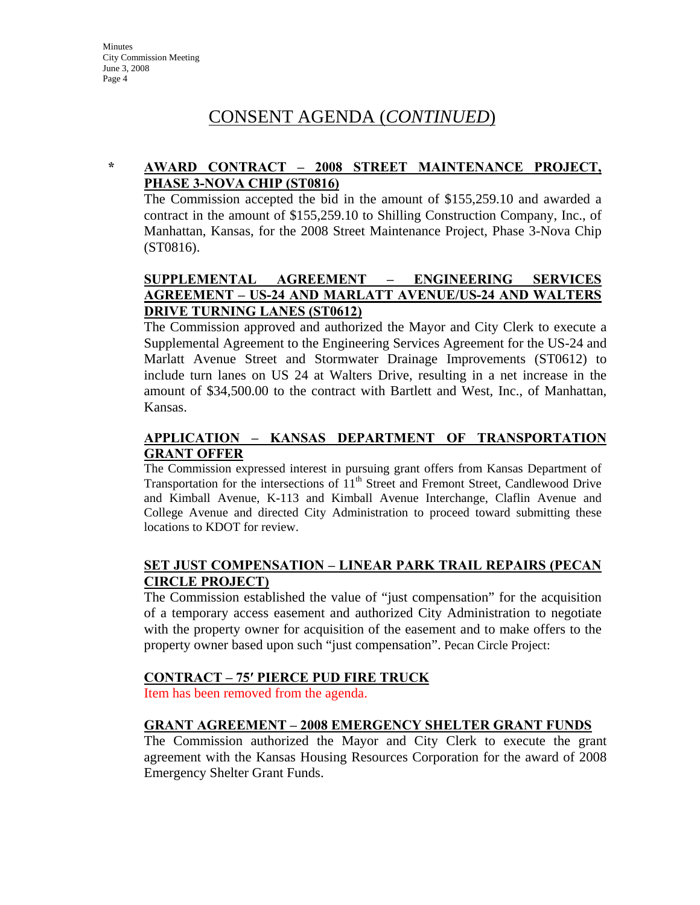## CONSENT AGENDA (*CONTINUED*)

\* **AWARD CONTRACT – 2008 STREET MAINTENANCE PROJECT, PHASE 3-NOVA CHIP (ST0816)**

The Commission accepted the bid in the amount of $155,259.10 and awarded a contract in the amount of $155,259.10 to Shilling Construction Company, Inc., of Manhattan, Kansas, for the 2008 Street Maintenance Project, Phase 3-Nova Chip (ST0816).

**SUPPLEMENTAL AGREEMENT – ENGINEERING SERVICES AGREEMENT – US-24 AND MARLATT AVENUE/US-24 AND WALTERS DRIVE TURNING LANES (ST0612)**

The Commission approved and authorized the Mayor and City Clerk to execute a Supplemental Agreement to the Engineering Services Agreement for the US-24 and Marlatt Avenue Street and Stormwater Drainage Improvements (ST0612) to include turn lanes on US 24 at Walters Drive, resulting in a net increase in the amount of $34,500.00 to the contract with Bartlett and West, Inc., of Manhattan, Kansas.

**APPLICATION – KANSAS DEPARTMENT OF TRANSPORTATION GRANT OFFER**

The Commission expressed interest in pursuing grant offers from Kansas Department of Transportation for the intersections of 11th Street and Fremont Street, Candlewood Drive and Kimball Avenue, K-113 and Kimball Avenue Interchange, Claflin Avenue and College Avenue and directed City Administration to proceed toward submitting these locations to KDOT for review.

**SET JUST COMPENSATION – LINEAR PARK TRAIL REPAIRS (PECAN CIRCLE PROJECT)**

The Commission established the value of "just compensation" for the acquisition of a temporary access easement and authorized City Administration to negotiate with the property owner for acquisition of the easement and to make offers to the property owner based upon such "just compensation". Pecan Circle Project:

**CONTRACT – 75′ PIERCE PUD FIRE TRUCK**

Item has been removed from the agenda.

**GRANT AGREEMENT – 2008 EMERGENCY SHELTER GRANT FUNDS**

The Commission authorized the Mayor and City Clerk to execute the grant agreement with the Kansas Housing Resources Corporation for the award of 2008 Emergency Shelter Grant Funds.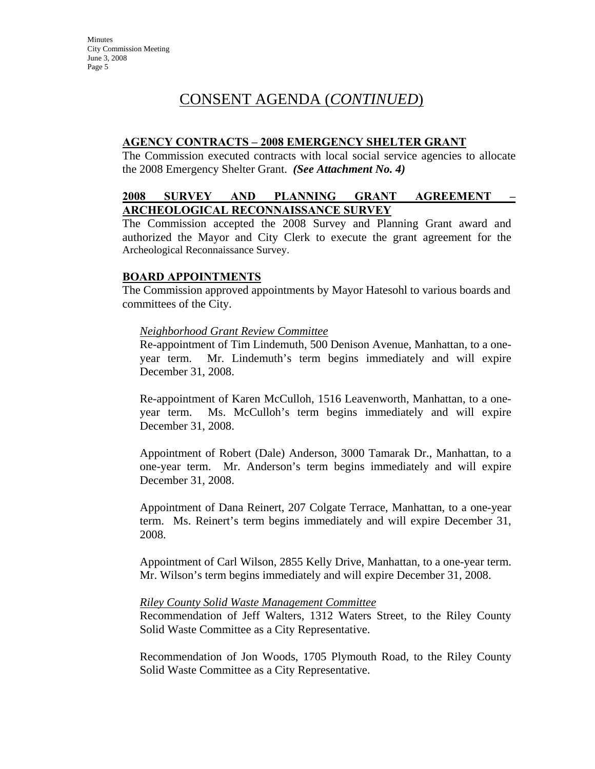# CONSENT AGENDA (*CONTINUED*)

**AGENCY CONTRACTS – 2008 EMERGENCY SHELTER GRANT**

The Commission executed contracts with local social service agencies to allocate the 2008 Emergency Shelter Grant. ***(See Attachment No. 4)***

**2008 SURVEY AND PLANNING GRANT AGREEMENT – ARCHEOLOGICAL RECONNAISSANCE SURVEY**

The Commission accepted the 2008 Survey and Planning Grant award and authorized the Mayor and City Clerk to execute the grant agreement for the Archeological Reconnaissance Survey.

**BOARD APPOINTMENTS**

The Commission approved appointments by Mayor Hatesohl to various boards and committees of the City.

*Neighborhood Grant Review Committee*

Re-appointment of Tim Lindemuth, 500 Denison Avenue, Manhattan, to a one-year term. Mr. Lindemuth's term begins immediately and will expire December 31, 2008.

Re-appointment of Karen McCulloh, 1516 Leavenworth, Manhattan, to a one-year term. Ms. McCulloh's term begins immediately and will expire December 31, 2008.

Appointment of Robert (Dale) Anderson, 3000 Tamarak Dr., Manhattan, to a one-year term. Mr. Anderson's term begins immediately and will expire December 31, 2008.

Appointment of Dana Reinert, 207 Colgate Terrace, Manhattan, to a one-year term. Ms. Reinert's term begins immediately and will expire December 31, 2008.

Appointment of Carl Wilson, 2855 Kelly Drive, Manhattan, to a one-year term. Mr. Wilson's term begins immediately and will expire December 31, 2008.

*Riley County Solid Waste Management Committee*

Recommendation of Jeff Walters, 1312 Waters Street, to the Riley County Solid Waste Committee as a City Representative.

Recommendation of Jon Woods, 1705 Plymouth Road, to the Riley County Solid Waste Committee as a City Representative.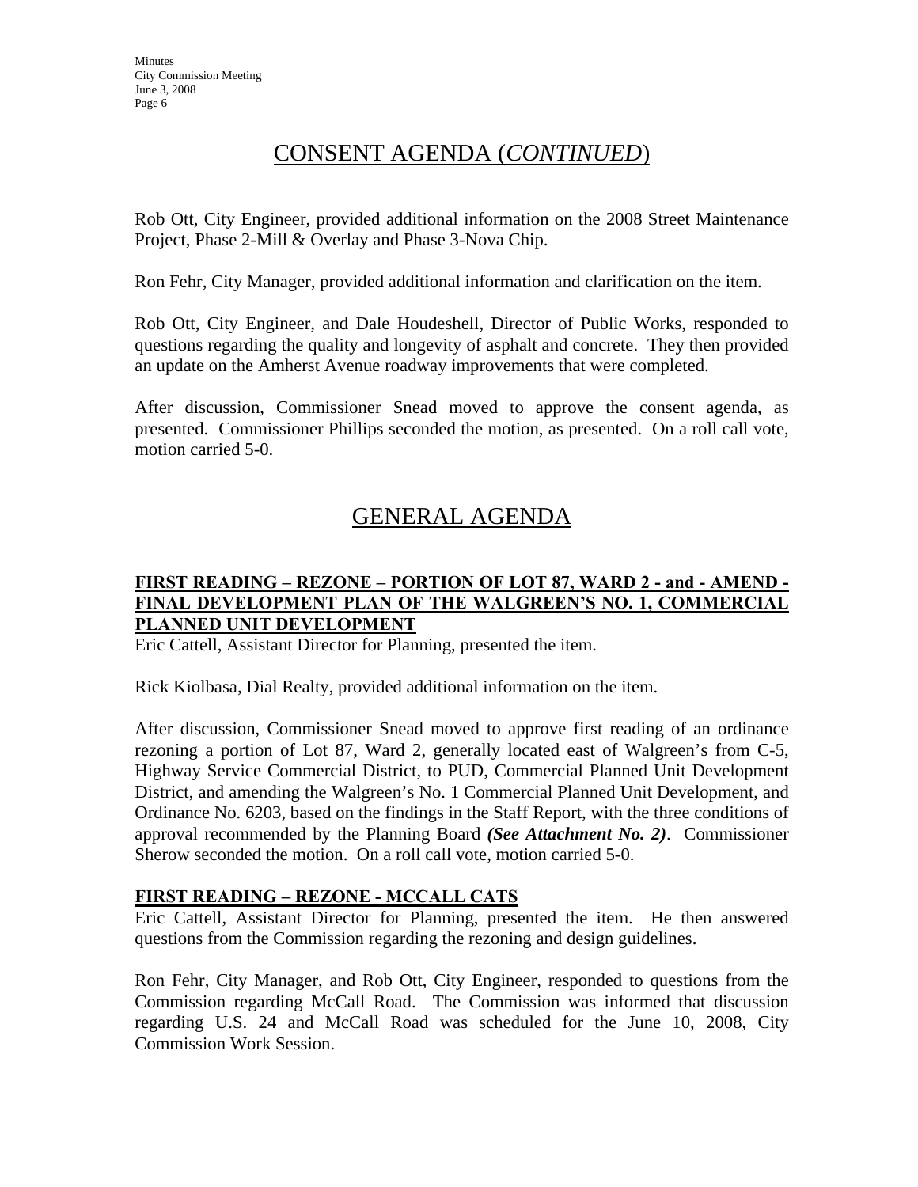## CONSENT AGENDA (*CONTINUED*)

Rob Ott, City Engineer, provided additional information on the 2008 Street Maintenance Project, Phase 2-Mill & Overlay and Phase 3-Nova Chip.

Ron Fehr, City Manager, provided additional information and clarification on the item.

Rob Ott, City Engineer, and Dale Houdeshell, Director of Public Works, responded to questions regarding the quality and longevity of asphalt and concrete. They then provided an update on the Amherst Avenue roadway improvements that were completed.

After discussion, Commissioner Snead moved to approve the consent agenda, as presented. Commissioner Phillips seconded the motion, as presented. On a roll call vote, motion carried 5-0.

## GENERAL AGENDA

### FIRST READING – REZONE – PORTION OF LOT 87, WARD 2 - and - AMEND - FINAL DEVELOPMENT PLAN OF THE WALGREEN'S NO. 1, COMMERCIAL PLANNED UNIT DEVELOPMENT

Eric Cattell, Assistant Director for Planning, presented the item.

Rick Kiolbasa, Dial Realty, provided additional information on the item.

After discussion, Commissioner Snead moved to approve first reading of an ordinance rezoning a portion of Lot 87, Ward 2, generally located east of Walgreen's from C-5, Highway Service Commercial District, to PUD, Commercial Planned Unit Development District, and amending the Walgreen's No. 1 Commercial Planned Unit Development, and Ordinance No. 6203, based on the findings in the Staff Report, with the three conditions of approval recommended by the Planning Board ***(See Attachment No. 2)***. Commissioner Sherow seconded the motion. On a roll call vote, motion carried 5-0.

### FIRST READING – REZONE - MCCALL CATS

Eric Cattell, Assistant Director for Planning, presented the item. He then answered questions from the Commission regarding the rezoning and design guidelines.

Ron Fehr, City Manager, and Rob Ott, City Engineer, responded to questions from the Commission regarding McCall Road. The Commission was informed that discussion regarding U.S. 24 and McCall Road was scheduled for the June 10, 2008, City Commission Work Session.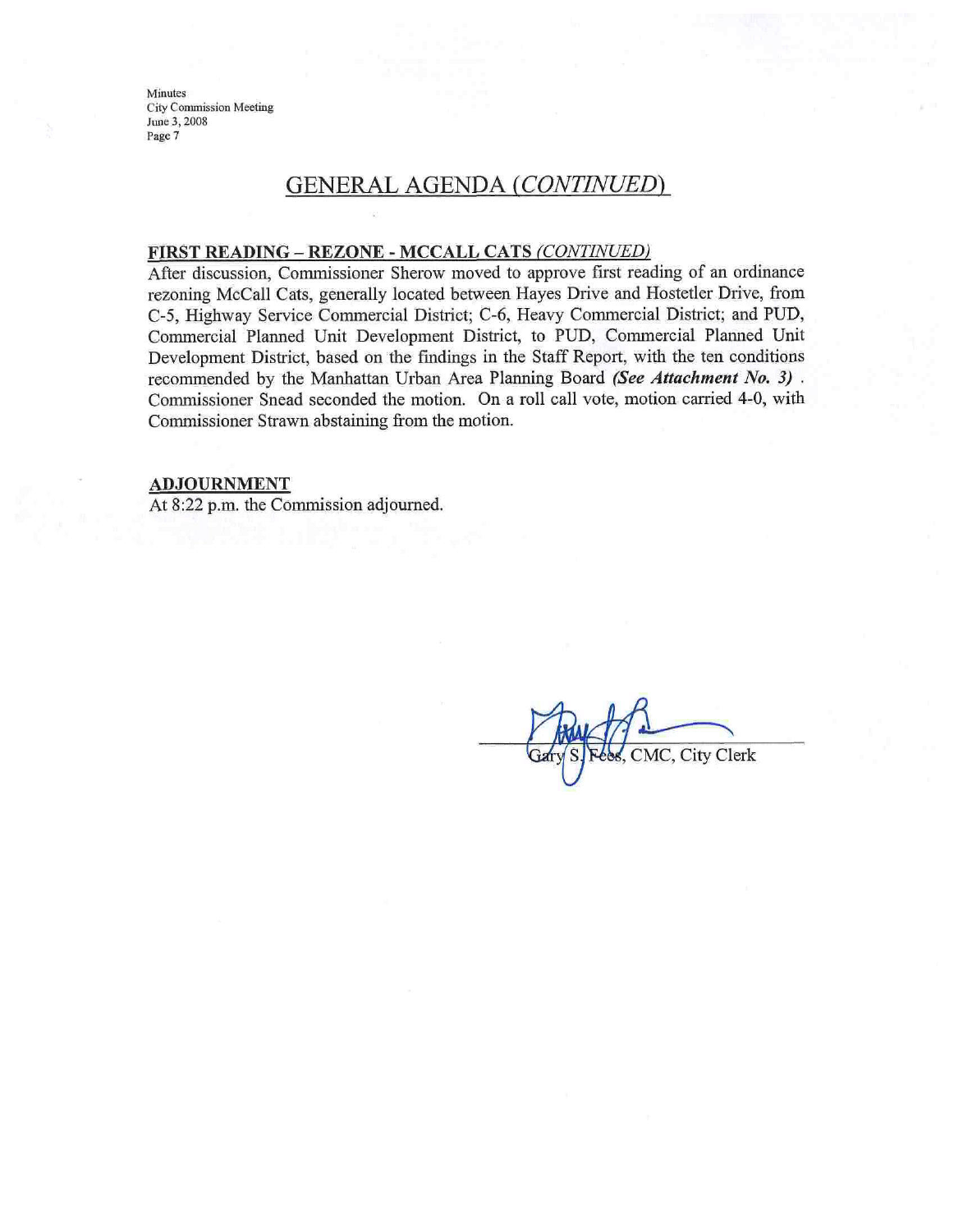## GENERAL AGENDA *(CONTINUED)*

**FIRST READING – REZONE - MCCALL CATS** *(CONTINUED)*

After discussion, Commissioner Sherow moved to approve first reading of an ordinance rezoning McCall Cats, generally located between Hayes Drive and Hostetler Drive, from C-5, Highway Service Commercial District; C-6, Heavy Commercial District; and PUD, Commercial Planned Unit Development District, to PUD, Commercial Planned Unit Development District, based on the findings in the Staff Report, with the ten conditions recommended by the Manhattan Urban Area Planning Board ***(See Attachment No. 3)***. Commissioner Snead seconded the motion. On a roll call vote, motion carried 4-0, with Commissioner Strawn abstaining from the motion.

**ADJOURNMENT**

At 8:22 p.m. the Commission adjourned.

Gary S. Fees, CMC, City Clerk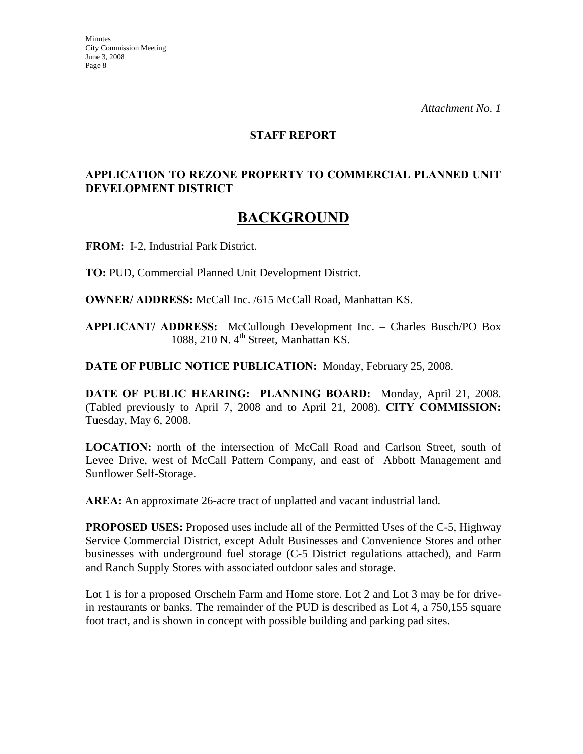*Attachment No. 1*

**STAFF REPORT**

**APPLICATION TO REZONE PROPERTY TO COMMERCIAL PLANNED UNIT DEVELOPMENT DISTRICT**

# BACKGROUND

**FROM:** I-2, Industrial Park District.

**TO:** PUD, Commercial Planned Unit Development District.

**OWNER/ ADDRESS:** McCall Inc. /615 McCall Road, Manhattan KS.

**APPLICANT/ ADDRESS:** McCullough Development Inc. – Charles Busch/PO Box 1088, 210 N. 4th Street, Manhattan KS.

**DATE OF PUBLIC NOTICE PUBLICATION:** Monday, February 25, 2008.

**DATE OF PUBLIC HEARING: PLANNING BOARD:** Monday, April 21, 2008. (Tabled previously to April 7, 2008 and to April 21, 2008). **CITY COMMISSION:** Tuesday, May 6, 2008.

**LOCATION:** north of the intersection of McCall Road and Carlson Street, south of Levee Drive, west of McCall Pattern Company, and east of Abbott Management and Sunflower Self-Storage.

**AREA:** An approximate 26-acre tract of unplatted and vacant industrial land.

**PROPOSED USES:** Proposed uses include all of the Permitted Uses of the C-5, Highway Service Commercial District, except Adult Businesses and Convenience Stores and other businesses with underground fuel storage (C-5 District regulations attached), and Farm and Ranch Supply Stores with associated outdoor sales and storage.

Lot 1 is for a proposed Orscheln Farm and Home store. Lot 2 and Lot 3 may be for drive-in restaurants or banks. The remainder of the PUD is described as Lot 4, a 750,155 square foot tract, and is shown in concept with possible building and parking pad sites.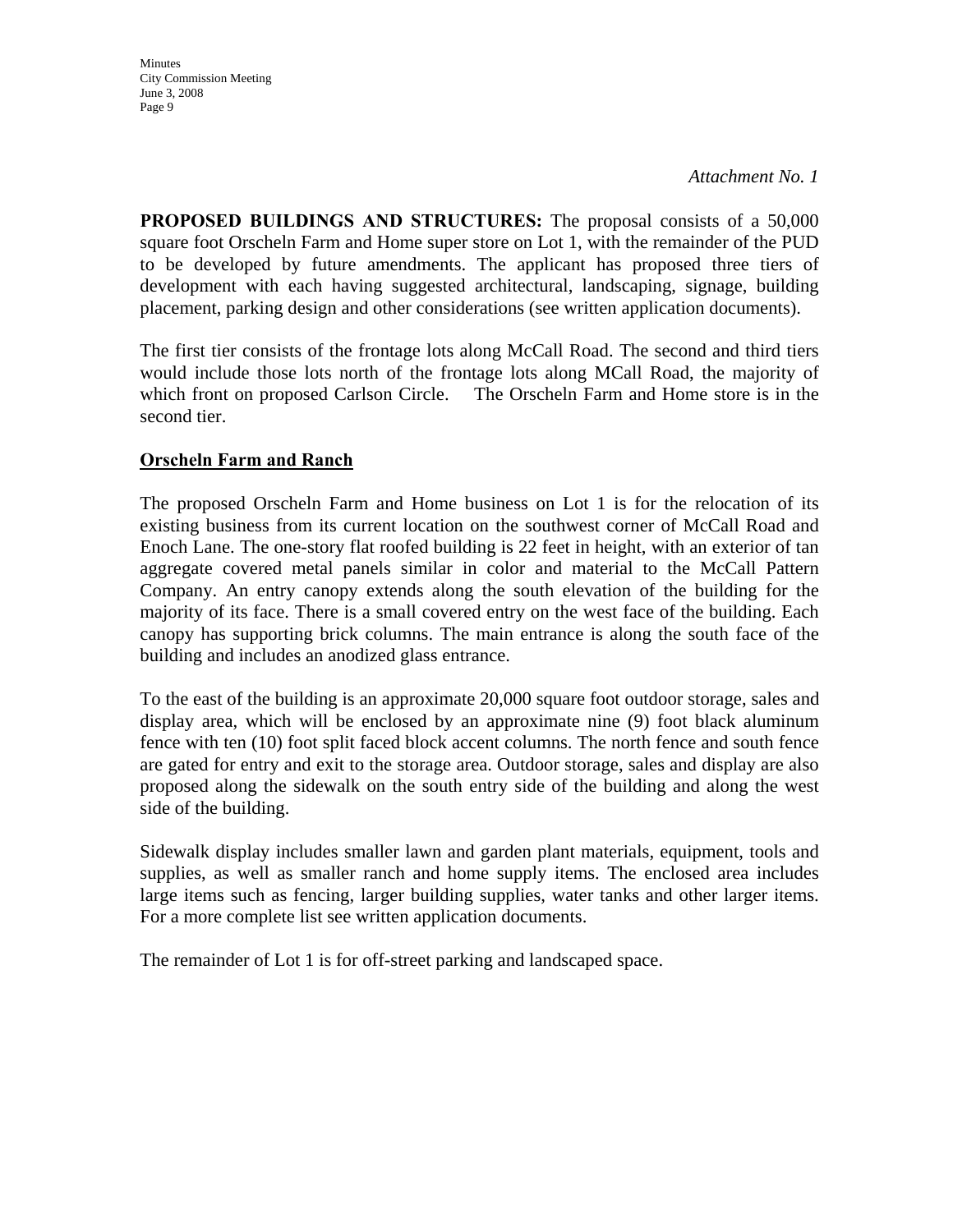*Attachment No. 1*

**PROPOSED BUILDINGS AND STRUCTURES:** The proposal consists of a 50,000 square foot Orscheln Farm and Home super store on Lot 1, with the remainder of the PUD to be developed by future amendments. The applicant has proposed three tiers of development with each having suggested architectural, landscaping, signage, building placement, parking design and other considerations (see written application documents).

The first tier consists of the frontage lots along McCall Road. The second and third tiers would include those lots north of the frontage lots along MCall Road, the majority of which front on proposed Carlson Circle. The Orscheln Farm and Home store is in the second tier.

**Orscheln Farm and Ranch**

The proposed Orscheln Farm and Home business on Lot 1 is for the relocation of its existing business from its current location on the southwest corner of McCall Road and Enoch Lane. The one-story flat roofed building is 22 feet in height, with an exterior of tan aggregate covered metal panels similar in color and material to the McCall Pattern Company. An entry canopy extends along the south elevation of the building for the majority of its face. There is a small covered entry on the west face of the building. Each canopy has supporting brick columns. The main entrance is along the south face of the building and includes an anodized glass entrance.

To the east of the building is an approximate 20,000 square foot outdoor storage, sales and display area, which will be enclosed by an approximate nine (9) foot black aluminum fence with ten (10) foot split faced block accent columns. The north fence and south fence are gated for entry and exit to the storage area. Outdoor storage, sales and display are also proposed along the sidewalk on the south entry side of the building and along the west side of the building.

Sidewalk display includes smaller lawn and garden plant materials, equipment, tools and supplies, as well as smaller ranch and home supply items. The enclosed area includes large items such as fencing, larger building supplies, water tanks and other larger items. For a more complete list see written application documents.

The remainder of Lot 1 is for off-street parking and landscaped space.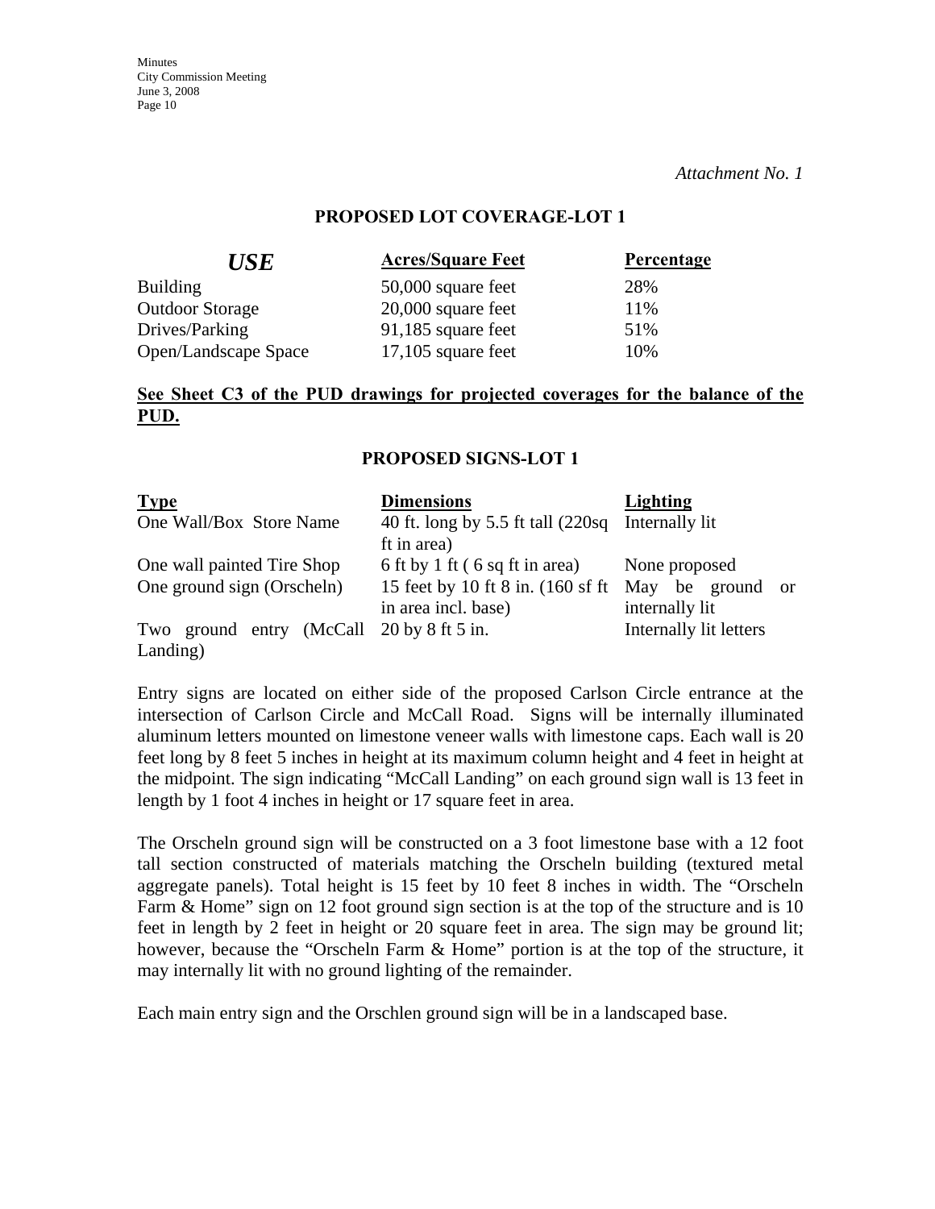*Attachment No. 1*

## PROPOSED LOT COVERAGE-LOT 1

| *USE* | Acres/Square Feet | Percentage |
|---|---|---|
| Building | 50,000 square feet | 28% |
| Outdoor Storage | 20,000 square feet | 11% |
| Drives/Parking | 91,185 square feet | 51% |
| Open/Landscape Space | 17,105 square feet | 10% |

**See Sheet C3 of the PUD drawings for projected coverages for the balance of the PUD.**

## PROPOSED SIGNS-LOT 1

| Type | Dimensions | Lighting |
|---|---|---|
| One Wall/Box Store Name | 40 ft. long by 5.5 ft tall (220sq ft in area) | Internally lit |
| One wall painted Tire Shop | 6 ft by 1 ft ( 6 sq ft in area) | None proposed |
| One ground sign (Orscheln) | 15 feet by 10 ft 8 in. (160 sf ft in area incl. base) | May be ground or internally lit |
| Two ground entry (McCall Landing) | 20 by 8 ft 5 in. | Internally lit letters |

Entry signs are located on either side of the proposed Carlson Circle entrance at the intersection of Carlson Circle and McCall Road. Signs will be internally illuminated aluminum letters mounted on limestone veneer walls with limestone caps. Each wall is 20 feet long by 8 feet 5 inches in height at its maximum column height and 4 feet in height at the midpoint. The sign indicating "McCall Landing" on each ground sign wall is 13 feet in length by 1 foot 4 inches in height or 17 square feet in area.

The Orscheln ground sign will be constructed on a 3 foot limestone base with a 12 foot tall section constructed of materials matching the Orscheln building (textured metal aggregate panels). Total height is 15 feet by 10 feet 8 inches in width. The "Orscheln Farm & Home" sign on 12 foot ground sign section is at the top of the structure and is 10 feet in length by 2 feet in height or 20 square feet in area. The sign may be ground lit; however, because the "Orscheln Farm & Home" portion is at the top of the structure, it may internally lit with no ground lighting of the remainder.

Each main entry sign and the Orschlen ground sign will be in a landscaped base.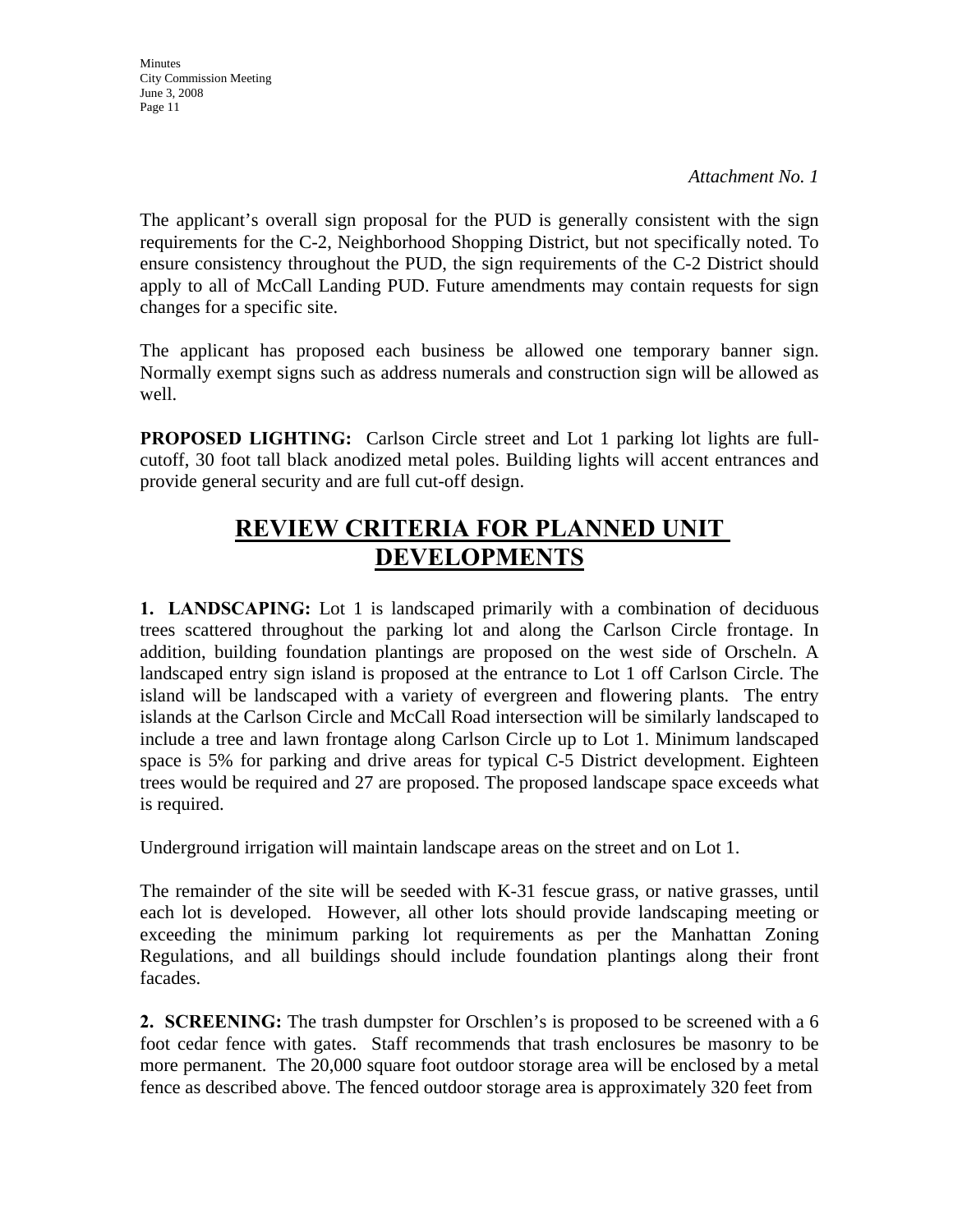*Attachment No. 1*

The applicant's overall sign proposal for the PUD is generally consistent with the sign requirements for the C-2, Neighborhood Shopping District, but not specifically noted. To ensure consistency throughout the PUD, the sign requirements of the C-2 District should apply to all of McCall Landing PUD. Future amendments may contain requests for sign changes for a specific site.

The applicant has proposed each business be allowed one temporary banner sign. Normally exempt signs such as address numerals and construction sign will be allowed as well.

**PROPOSED LIGHTING:** Carlson Circle street and Lot 1 parking lot lights are full-cutoff, 30 foot tall black anodized metal poles. Building lights will accent entrances and provide general security and are full cut-off design.

# REVIEW CRITERIA FOR PLANNED UNIT DEVELOPMENTS

**1. LANDSCAPING:** Lot 1 is landscaped primarily with a combination of deciduous trees scattered throughout the parking lot and along the Carlson Circle frontage. In addition, building foundation plantings are proposed on the west side of Orscheln. A landscaped entry sign island is proposed at the entrance to Lot 1 off Carlson Circle. The island will be landscaped with a variety of evergreen and flowering plants. The entry islands at the Carlson Circle and McCall Road intersection will be similarly landscaped to include a tree and lawn frontage along Carlson Circle up to Lot 1. Minimum landscaped space is 5% for parking and drive areas for typical C-5 District development. Eighteen trees would be required and 27 are proposed. The proposed landscape space exceeds what is required.

Underground irrigation will maintain landscape areas on the street and on Lot 1.

The remainder of the site will be seeded with K-31 fescue grass, or native grasses, until each lot is developed. However, all other lots should provide landscaping meeting or exceeding the minimum parking lot requirements as per the Manhattan Zoning Regulations, and all buildings should include foundation plantings along their front facades.

**2. SCREENING:** The trash dumpster for Orschlen's is proposed to be screened with a 6 foot cedar fence with gates. Staff recommends that trash enclosures be masonry to be more permanent. The 20,000 square foot outdoor storage area will be enclosed by a metal fence as described above. The fenced outdoor storage area is approximately 320 feet from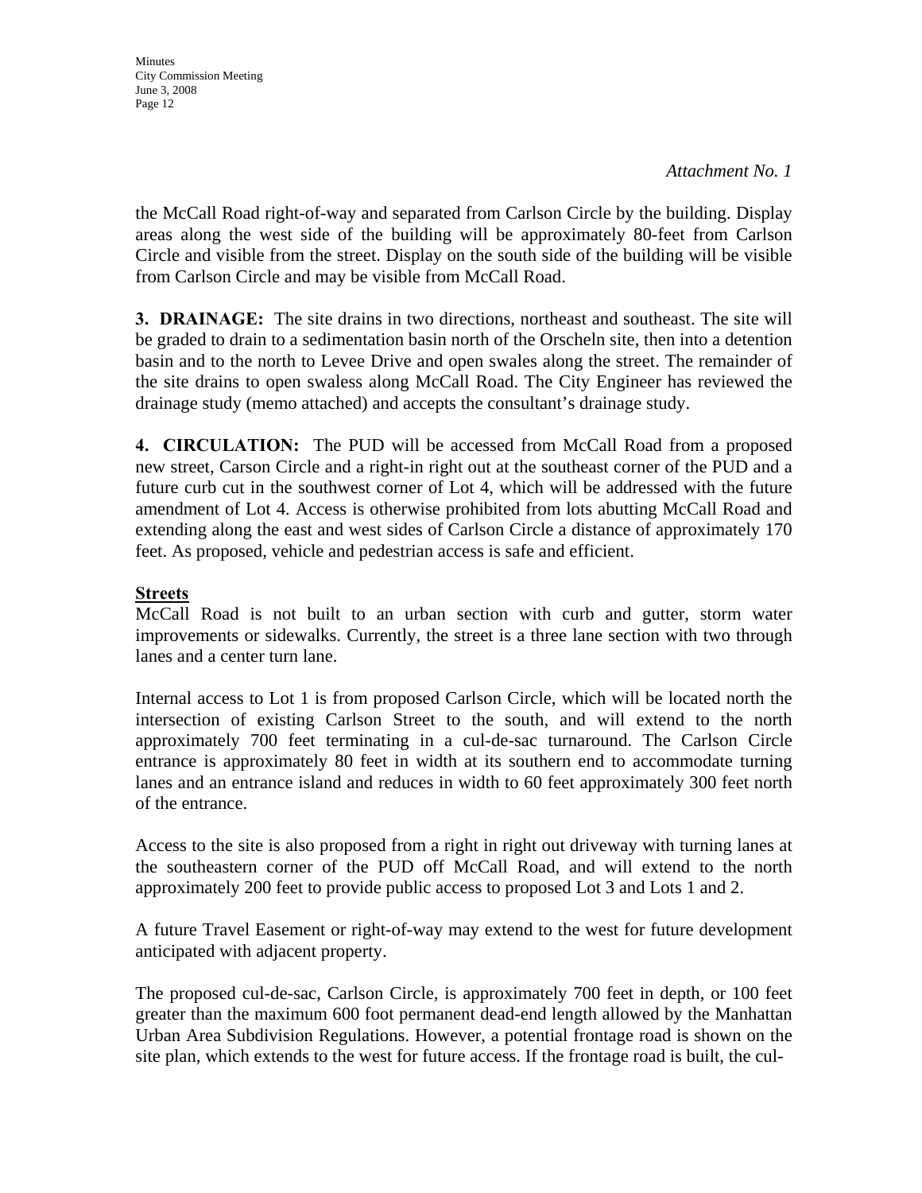*Attachment No. 1*

the McCall Road right-of-way and separated from Carlson Circle by the building. Display areas along the west side of the building will be approximately 80-feet from Carlson Circle and visible from the street. Display on the south side of the building will be visible from Carlson Circle and may be visible from McCall Road.

**3. DRAINAGE:** The site drains in two directions, northeast and southeast. The site will be graded to drain to a sedimentation basin north of the Orscheln site, then into a detention basin and to the north to Levee Drive and open swales along the street. The remainder of the site drains to open swaless along McCall Road. The City Engineer has reviewed the drainage study (memo attached) and accepts the consultant's drainage study.

**4. CIRCULATION:** The PUD will be accessed from McCall Road from a proposed new street, Carson Circle and a right-in right out at the southeast corner of the PUD and a future curb cut in the southwest corner of Lot 4, which will be addressed with the future amendment of Lot 4. Access is otherwise prohibited from lots abutting McCall Road and extending along the east and west sides of Carlson Circle a distance of approximately 170 feet. As proposed, vehicle and pedestrian access is safe and efficient.

**Streets**

McCall Road is not built to an urban section with curb and gutter, storm water improvements or sidewalks. Currently, the street is a three lane section with two through lanes and a center turn lane.

Internal access to Lot 1 is from proposed Carlson Circle, which will be located north the intersection of existing Carlson Street to the south, and will extend to the north approximately 700 feet terminating in a cul-de-sac turnaround. The Carlson Circle entrance is approximately 80 feet in width at its southern end to accommodate turning lanes and an entrance island and reduces in width to 60 feet approximately 300 feet north of the entrance.

Access to the site is also proposed from a right in right out driveway with turning lanes at the southeastern corner of the PUD off McCall Road, and will extend to the north approximately 200 feet to provide public access to proposed Lot 3 and Lots 1 and 2.

A future Travel Easement or right-of-way may extend to the west for future development anticipated with adjacent property.

The proposed cul-de-sac, Carlson Circle, is approximately 700 feet in depth, or 100 feet greater than the maximum 600 foot permanent dead-end length allowed by the Manhattan Urban Area Subdivision Regulations. However, a potential frontage road is shown on the site plan, which extends to the west for future access. If the frontage road is built, the cul-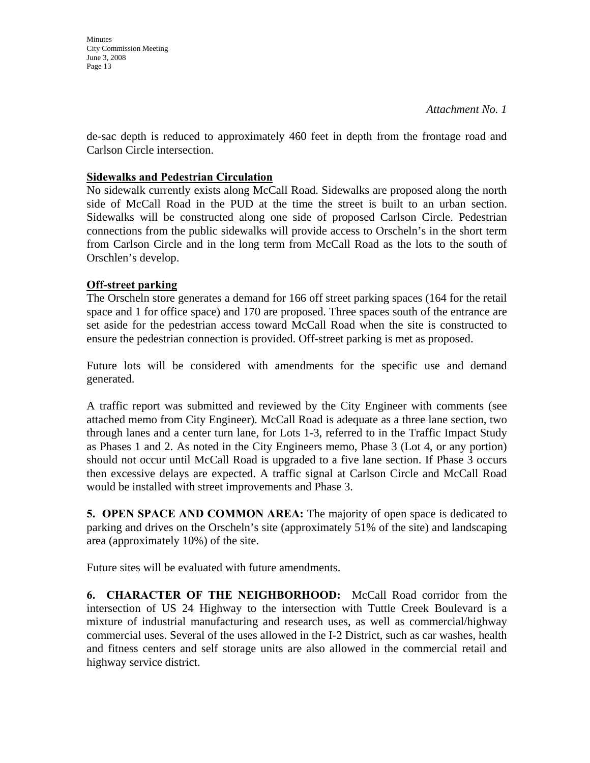*Attachment No. 1*

de-sac depth is reduced to approximately 460 feet in depth from the frontage road and Carlson Circle intersection.

**Sidewalks and Pedestrian Circulation**

No sidewalk currently exists along McCall Road. Sidewalks are proposed along the north side of McCall Road in the PUD at the time the street is built to an urban section. Sidewalks will be constructed along one side of proposed Carlson Circle. Pedestrian connections from the public sidewalks will provide access to Orscheln's in the short term from Carlson Circle and in the long term from McCall Road as the lots to the south of Orschlen's develop.

**Off-street parking**

The Orscheln store generates a demand for 166 off street parking spaces (164 for the retail space and 1 for office space) and 170 are proposed. Three spaces south of the entrance are set aside for the pedestrian access toward McCall Road when the site is constructed to ensure the pedestrian connection is provided. Off-street parking is met as proposed.

Future lots will be considered with amendments for the specific use and demand generated.

A traffic report was submitted and reviewed by the City Engineer with comments (see attached memo from City Engineer). McCall Road is adequate as a three lane section, two through lanes and a center turn lane, for Lots 1-3, referred to in the Traffic Impact Study as Phases 1 and 2. As noted in the City Engineers memo, Phase 3 (Lot 4, or any portion) should not occur until McCall Road is upgraded to a five lane section. If Phase 3 occurs then excessive delays are expected. A traffic signal at Carlson Circle and McCall Road would be installed with street improvements and Phase 3.

**5. OPEN SPACE AND COMMON AREA:** The majority of open space is dedicated to parking and drives on the Orscheln's site (approximately 51% of the site) and landscaping area (approximately 10%) of the site.

Future sites will be evaluated with future amendments.

**6. CHARACTER OF THE NEIGHBORHOOD:** McCall Road corridor from the intersection of US 24 Highway to the intersection with Tuttle Creek Boulevard is a mixture of industrial manufacturing and research uses, as well as commercial/highway commercial uses. Several of the uses allowed in the I-2 District, such as car washes, health and fitness centers and self storage units are also allowed in the commercial retail and highway service district.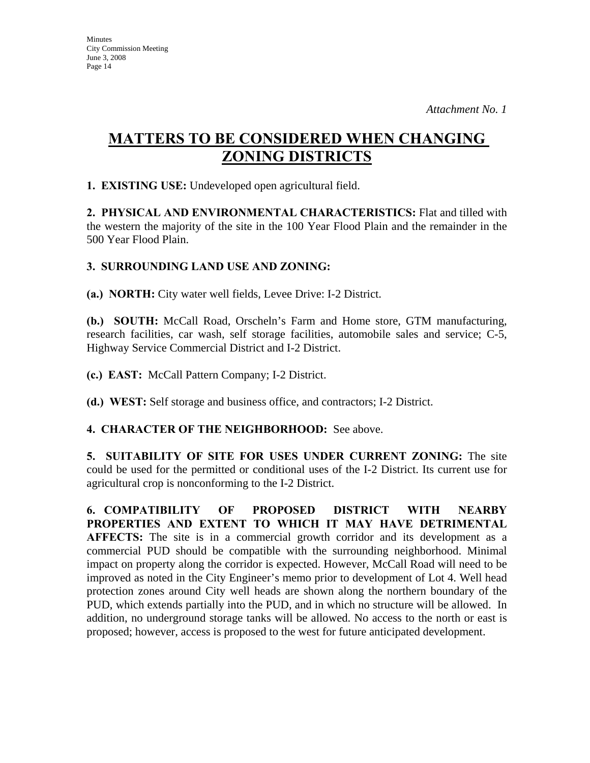*Attachment No. 1*

# MATTERS TO BE CONSIDERED WHEN CHANGING ZONING DISTRICTS

**1. EXISTING USE:** Undeveloped open agricultural field.

**2. PHYSICAL AND ENVIRONMENTAL CHARACTERISTICS:** Flat and tilled with the western the majority of the site in the 100 Year Flood Plain and the remainder in the 500 Year Flood Plain.

**3. SURROUNDING LAND USE AND ZONING:**

**(a.) NORTH:** City water well fields, Levee Drive: I-2 District.

**(b.) SOUTH:** McCall Road, Orscheln's Farm and Home store, GTM manufacturing, research facilities, car wash, self storage facilities, automobile sales and service; C-5, Highway Service Commercial District and I-2 District.

**(c.) EAST:** McCall Pattern Company; I-2 District.

**(d.) WEST:** Self storage and business office, and contractors; I-2 District.

**4. CHARACTER OF THE NEIGHBORHOOD:** See above.

**5. SUITABILITY OF SITE FOR USES UNDER CURRENT ZONING:** The site could be used for the permitted or conditional uses of the I-2 District. Its current use for agricultural crop is nonconforming to the I-2 District.

**6. COMPATIBILITY OF PROPOSED DISTRICT WITH NEARBY PROPERTIES AND EXTENT TO WHICH IT MAY HAVE DETRIMENTAL AFFECTS:** The site is in a commercial growth corridor and its development as a commercial PUD should be compatible with the surrounding neighborhood. Minimal impact on property along the corridor is expected. However, McCall Road will need to be improved as noted in the City Engineer's memo prior to development of Lot 4. Well head protection zones around City well heads are shown along the northern boundary of the PUD, which extends partially into the PUD, and in which no structure will be allowed. In addition, no underground storage tanks will be allowed. No access to the north or east is proposed; however, access is proposed to the west for future anticipated development.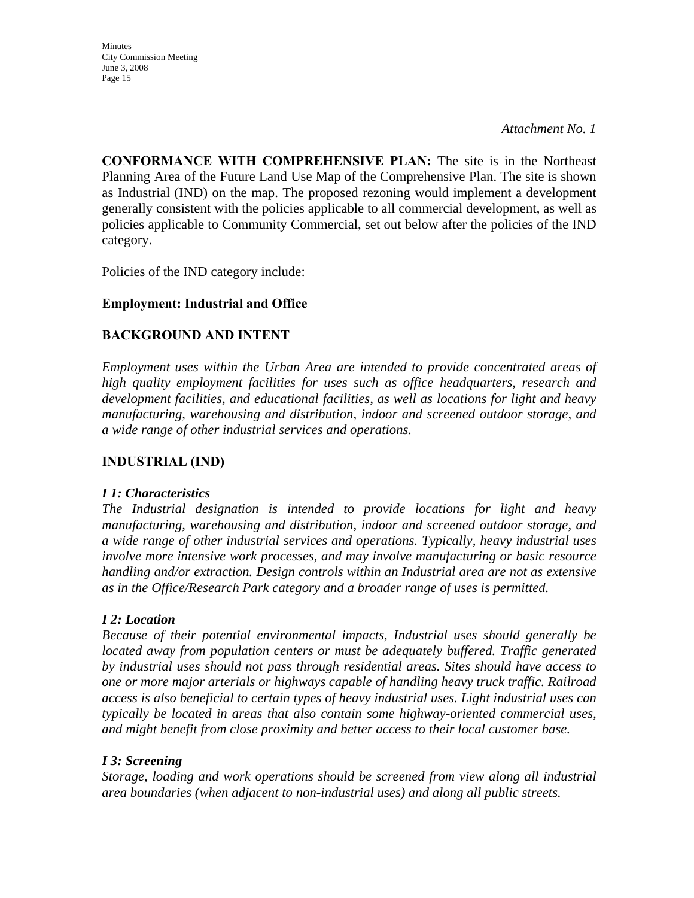*Attachment No. 1*

**CONFORMANCE WITH COMPREHENSIVE PLAN:** The site is in the Northeast Planning Area of the Future Land Use Map of the Comprehensive Plan. The site is shown as Industrial (IND) on the map. The proposed rezoning would implement a development generally consistent with the policies applicable to all commercial development, as well as policies applicable to Community Commercial, set out below after the policies of the IND category.

Policies of the IND category include:

**Employment: Industrial and Office**

**BACKGROUND AND INTENT**

*Employment uses within the Urban Area are intended to provide concentrated areas of high quality employment facilities for uses such as office headquarters, research and development facilities, and educational facilities, as well as locations for light and heavy manufacturing, warehousing and distribution, indoor and screened outdoor storage, and a wide range of other industrial services and operations.*

**INDUSTRIAL (IND)**

***I 1: Characteristics***
*The Industrial designation is intended to provide locations for light and heavy manufacturing, warehousing and distribution, indoor and screened outdoor storage, and a wide range of other industrial services and operations. Typically, heavy industrial uses involve more intensive work processes, and may involve manufacturing or basic resource handling and/or extraction. Design controls within an Industrial area are not as extensive as in the Office/Research Park category and a broader range of uses is permitted.*

***I 2: Location***
*Because of their potential environmental impacts, Industrial uses should generally be located away from population centers or must be adequately buffered. Traffic generated by industrial uses should not pass through residential areas. Sites should have access to one or more major arterials or highways capable of handling heavy truck traffic. Railroad access is also beneficial to certain types of heavy industrial uses. Light industrial uses can typically be located in areas that also contain some highway-oriented commercial uses, and might benefit from close proximity and better access to their local customer base.*

***I 3: Screening***
*Storage, loading and work operations should be screened from view along all industrial area boundaries (when adjacent to non-industrial uses) and along all public streets.*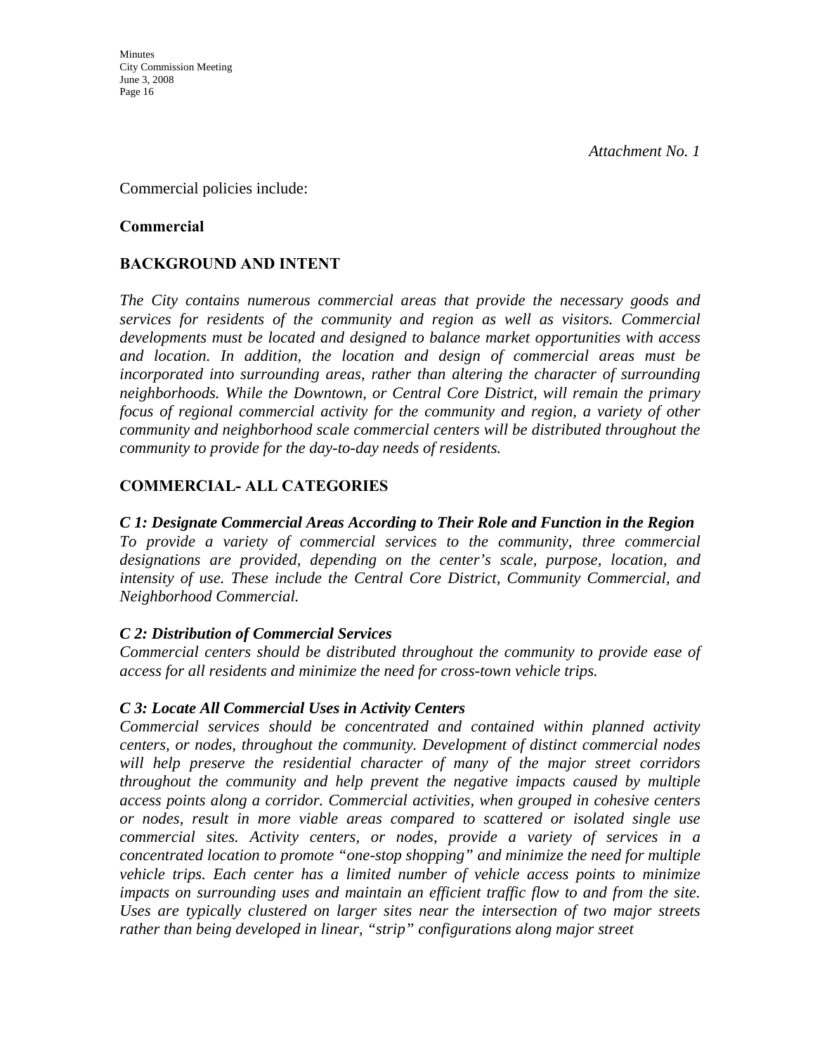*Attachment No. 1*

Commercial policies include:

**Commercial**

## BACKGROUND AND INTENT

*The City contains numerous commercial areas that provide the necessary goods and services for residents of the community and region as well as visitors. Commercial developments must be located and designed to balance market opportunities with access and location. In addition, the location and design of commercial areas must be incorporated into surrounding areas, rather than altering the character of surrounding neighborhoods. While the Downtown, or Central Core District, will remain the primary focus of regional commercial activity for the community and region, a variety of other community and neighborhood scale commercial centers will be distributed throughout the community to provide for the day-to-day needs of residents.*

## COMMERCIAL- ALL CATEGORIES

***C 1: Designate Commercial Areas According to Their Role and Function in the Region***
*To provide a variety of commercial services to the community, three commercial designations are provided, depending on the center's scale, purpose, location, and intensity of use. These include the Central Core District, Community Commercial, and Neighborhood Commercial.*

***C 2: Distribution of Commercial Services***
*Commercial centers should be distributed throughout the community to provide ease of access for all residents and minimize the need for cross-town vehicle trips.*

***C 3: Locate All Commercial Uses in Activity Centers***
*Commercial services should be concentrated and contained within planned activity centers, or nodes, throughout the community. Development of distinct commercial nodes will help preserve the residential character of many of the major street corridors throughout the community and help prevent the negative impacts caused by multiple access points along a corridor. Commercial activities, when grouped in cohesive centers or nodes, result in more viable areas compared to scattered or isolated single use commercial sites. Activity centers, or nodes, provide a variety of services in a concentrated location to promote "one-stop shopping" and minimize the need for multiple vehicle trips. Each center has a limited number of vehicle access points to minimize impacts on surrounding uses and maintain an efficient traffic flow to and from the site. Uses are typically clustered on larger sites near the intersection of two major streets rather than being developed in linear, "strip" configurations along major street*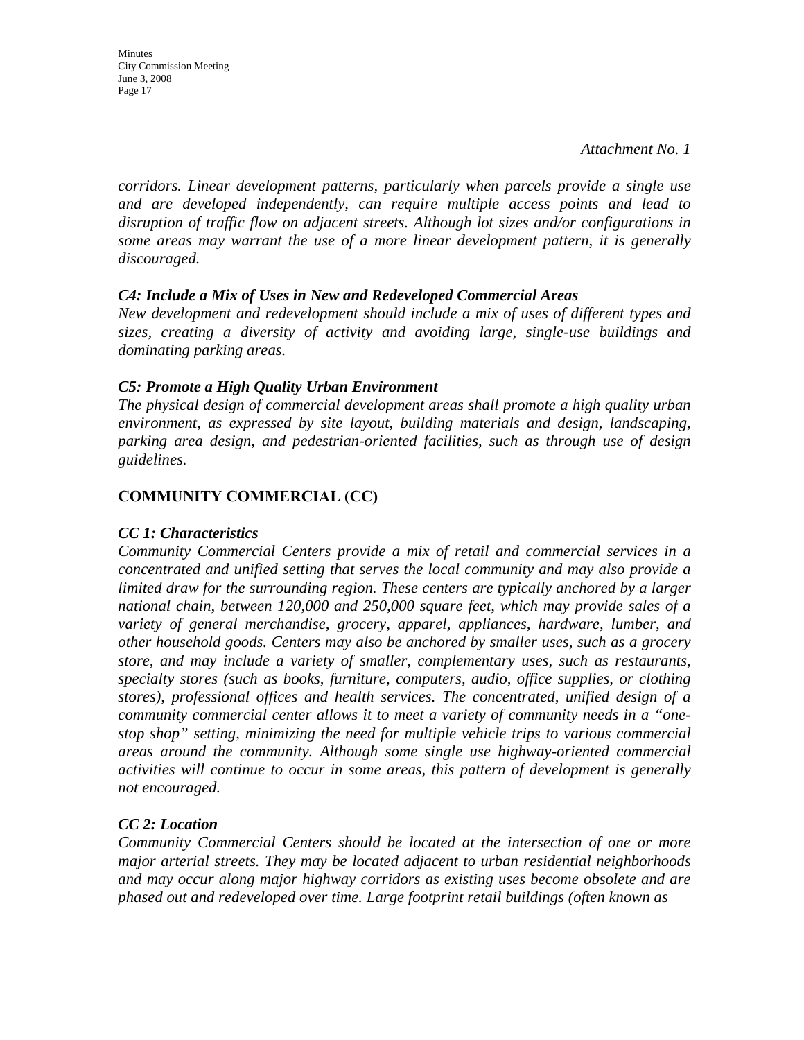*Attachment No. 1*

*corridors. Linear development patterns, particularly when parcels provide a single use and are developed independently, can require multiple access points and lead to disruption of traffic flow on adjacent streets. Although lot sizes and/or configurations in some areas may warrant the use of a more linear development pattern, it is generally discouraged.*

***C4: Include a Mix of Uses in New and Redeveloped Commercial Areas***

*New development and redevelopment should include a mix of uses of different types and sizes, creating a diversity of activity and avoiding large, single-use buildings and dominating parking areas.*

***C5: Promote a High Quality Urban Environment***

*The physical design of commercial development areas shall promote a high quality urban environment, as expressed by site layout, building materials and design, landscaping, parking area design, and pedestrian-oriented facilities, such as through use of design guidelines.*

**COMMUNITY COMMERCIAL (CC)**

***CC 1: Characteristics***

*Community Commercial Centers provide a mix of retail and commercial services in a concentrated and unified setting that serves the local community and may also provide a limited draw for the surrounding region. These centers are typically anchored by a larger national chain, between 120,000 and 250,000 square feet, which may provide sales of a variety of general merchandise, grocery, apparel, appliances, hardware, lumber, and other household goods. Centers may also be anchored by smaller uses, such as a grocery store, and may include a variety of smaller, complementary uses, such as restaurants, specialty stores (such as books, furniture, computers, audio, office supplies, or clothing stores), professional offices and health services. The concentrated, unified design of a community commercial center allows it to meet a variety of community needs in a "one-stop shop" setting, minimizing the need for multiple vehicle trips to various commercial areas around the community. Although some single use highway-oriented commercial activities will continue to occur in some areas, this pattern of development is generally not encouraged.*

***CC 2: Location***

*Community Commercial Centers should be located at the intersection of one or more major arterial streets. They may be located adjacent to urban residential neighborhoods and may occur along major highway corridors as existing uses become obsolete and are phased out and redeveloped over time. Large footprint retail buildings (often known as*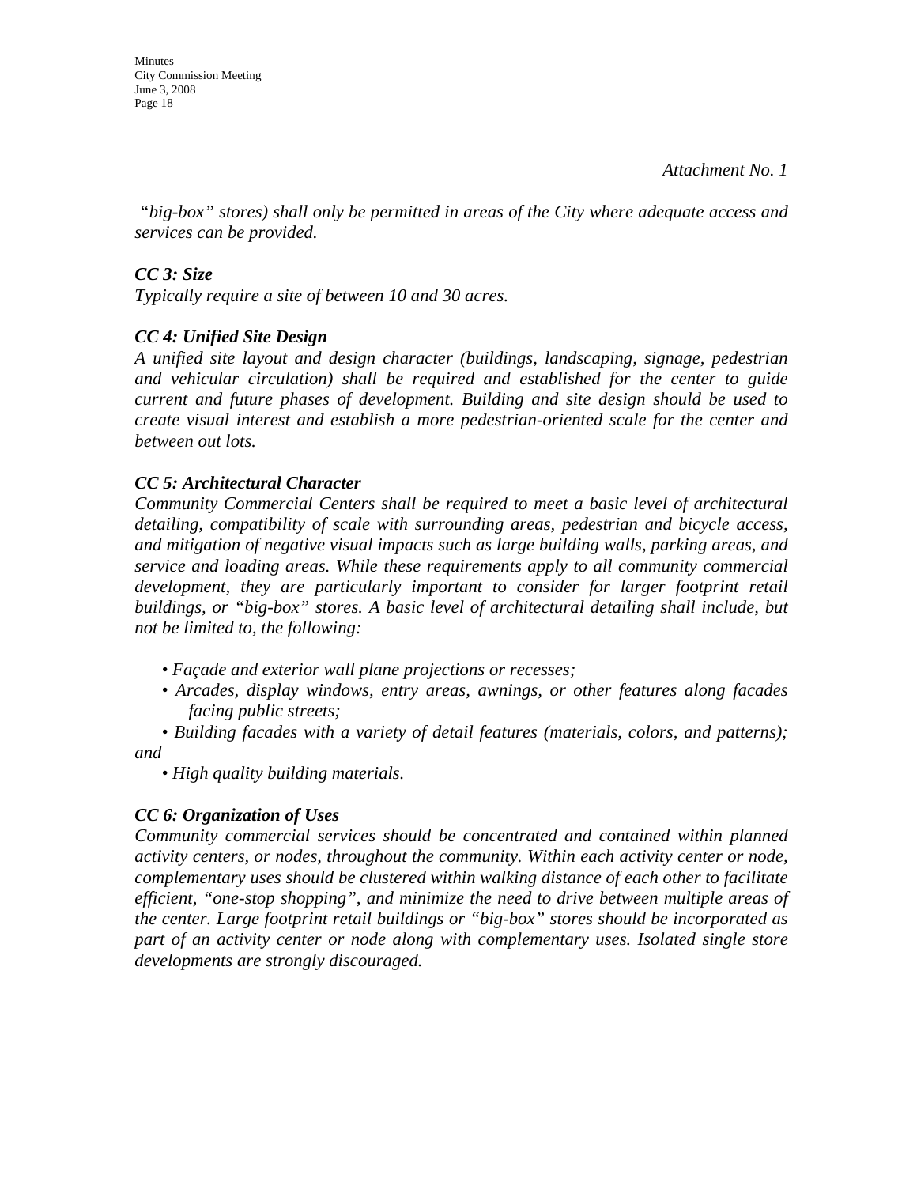*Attachment No. 1*

*"big-box" stores) shall only be permitted in areas of the City where adequate access and services can be provided.*

***CC 3: Size***

*Typically require a site of between 10 and 30 acres.*

***CC 4: Unified Site Design***

*A unified site layout and design character (buildings, landscaping, signage, pedestrian and vehicular circulation) shall be required and established for the center to guide current and future phases of development. Building and site design should be used to create visual interest and establish a more pedestrian-oriented scale for the center and between out lots.*

***CC 5: Architectural Character***

*Community Commercial Centers shall be required to meet a basic level of architectural detailing, compatibility of scale with surrounding areas, pedestrian and bicycle access, and mitigation of negative visual impacts such as large building walls, parking areas, and service and loading areas. While these requirements apply to all community commercial development, they are particularly important to consider for larger footprint retail buildings, or "big-box" stores. A basic level of architectural detailing shall include, but not be limited to, the following:*

- *Façade and exterior wall plane projections or recesses;*
- *Arcades, display windows, entry areas, awnings, or other features along facades facing public streets;*
- *Building facades with a variety of detail features (materials, colors, and patterns); and*
- *High quality building materials.*

***CC 6: Organization of Uses***

*Community commercial services should be concentrated and contained within planned activity centers, or nodes, throughout the community. Within each activity center or node, complementary uses should be clustered within walking distance of each other to facilitate efficient, "one-stop shopping", and minimize the need to drive between multiple areas of the center. Large footprint retail buildings or "big-box" stores should be incorporated as part of an activity center or node along with complementary uses. Isolated single store developments are strongly discouraged.*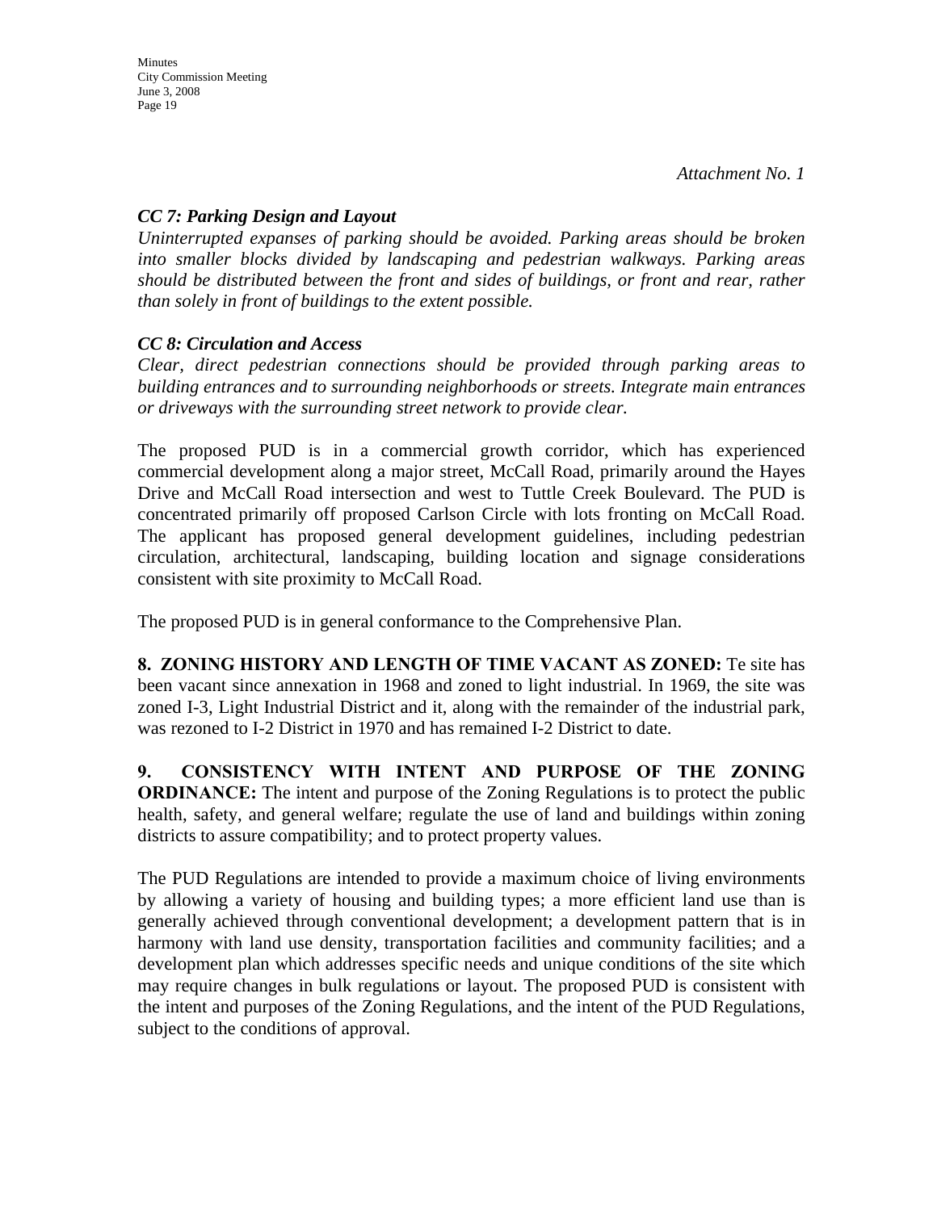*Attachment No. 1*

***CC 7: Parking Design and Layout***

*Uninterrupted expanses of parking should be avoided. Parking areas should be broken into smaller blocks divided by landscaping and pedestrian walkways. Parking areas should be distributed between the front and sides of buildings, or front and rear, rather than solely in front of buildings to the extent possible.*

***CC 8: Circulation and Access***

*Clear, direct pedestrian connections should be provided through parking areas to building entrances and to surrounding neighborhoods or streets. Integrate main entrances or driveways with the surrounding street network to provide clear.*

The proposed PUD is in a commercial growth corridor, which has experienced commercial development along a major street, McCall Road, primarily around the Hayes Drive and McCall Road intersection and west to Tuttle Creek Boulevard. The PUD is concentrated primarily off proposed Carlson Circle with lots fronting on McCall Road. The applicant has proposed general development guidelines, including pedestrian circulation, architectural, landscaping, building location and signage considerations consistent with site proximity to McCall Road.

The proposed PUD is in general conformance to the Comprehensive Plan.

**8. ZONING HISTORY AND LENGTH OF TIME VACANT AS ZONED:** Te site has been vacant since annexation in 1968 and zoned to light industrial. In 1969, the site was zoned I-3, Light Industrial District and it, along with the remainder of the industrial park, was rezoned to I-2 District in 1970 and has remained I-2 District to date.

**9. CONSISTENCY WITH INTENT AND PURPOSE OF THE ZONING ORDINANCE:** The intent and purpose of the Zoning Regulations is to protect the public health, safety, and general welfare; regulate the use of land and buildings within zoning districts to assure compatibility; and to protect property values.

The PUD Regulations are intended to provide a maximum choice of living environments by allowing a variety of housing and building types; a more efficient land use than is generally achieved through conventional development; a development pattern that is in harmony with land use density, transportation facilities and community facilities; and a development plan which addresses specific needs and unique conditions of the site which may require changes in bulk regulations or layout. The proposed PUD is consistent with the intent and purposes of the Zoning Regulations, and the intent of the PUD Regulations, subject to the conditions of approval.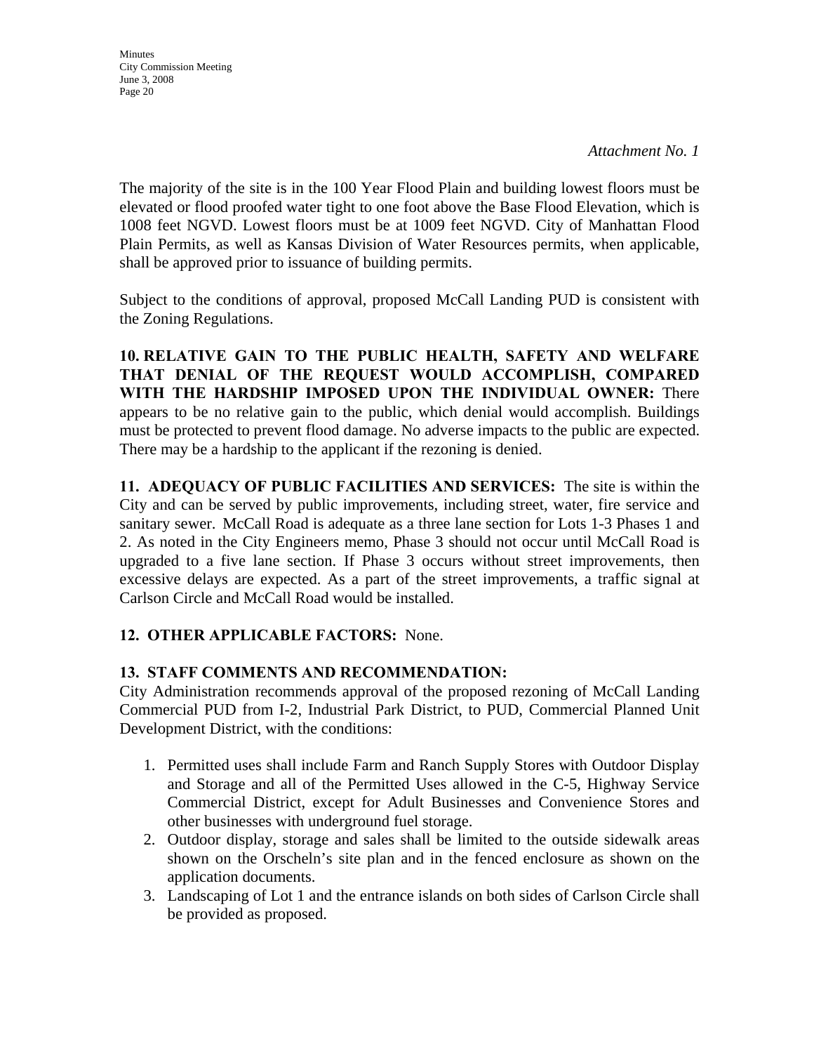*Attachment No. 1*

The majority of the site is in the 100 Year Flood Plain and building lowest floors must be elevated or flood proofed water tight to one foot above the Base Flood Elevation, which is 1008 feet NGVD. Lowest floors must be at 1009 feet NGVD. City of Manhattan Flood Plain Permits, as well as Kansas Division of Water Resources permits, when applicable, shall be approved prior to issuance of building permits.

Subject to the conditions of approval, proposed McCall Landing PUD is consistent with the Zoning Regulations.

**10. RELATIVE GAIN TO THE PUBLIC HEALTH, SAFETY AND WELFARE THAT DENIAL OF THE REQUEST WOULD ACCOMPLISH, COMPARED WITH THE HARDSHIP IMPOSED UPON THE INDIVIDUAL OWNER:** There appears to be no relative gain to the public, which denial would accomplish. Buildings must be protected to prevent flood damage. No adverse impacts to the public are expected. There may be a hardship to the applicant if the rezoning is denied.

**11. ADEQUACY OF PUBLIC FACILITIES AND SERVICES:** The site is within the City and can be served by public improvements, including street, water, fire service and sanitary sewer. McCall Road is adequate as a three lane section for Lots 1-3 Phases 1 and 2. As noted in the City Engineers memo, Phase 3 should not occur until McCall Road is upgraded to a five lane section. If Phase 3 occurs without street improvements, then excessive delays are expected. As a part of the street improvements, a traffic signal at Carlson Circle and McCall Road would be installed.

**12. OTHER APPLICABLE FACTORS:** None.

**13. STAFF COMMENTS AND RECOMMENDATION:**

City Administration recommends approval of the proposed rezoning of McCall Landing Commercial PUD from I-2, Industrial Park District, to PUD, Commercial Planned Unit Development District, with the conditions:

1. Permitted uses shall include Farm and Ranch Supply Stores with Outdoor Display and Storage and all of the Permitted Uses allowed in the C-5, Highway Service Commercial District, except for Adult Businesses and Convenience Stores and other businesses with underground fuel storage.
2. Outdoor display, storage and sales shall be limited to the outside sidewalk areas shown on the Orscheln's site plan and in the fenced enclosure as shown on the application documents.
3. Landscaping of Lot 1 and the entrance islands on both sides of Carlson Circle shall be provided as proposed.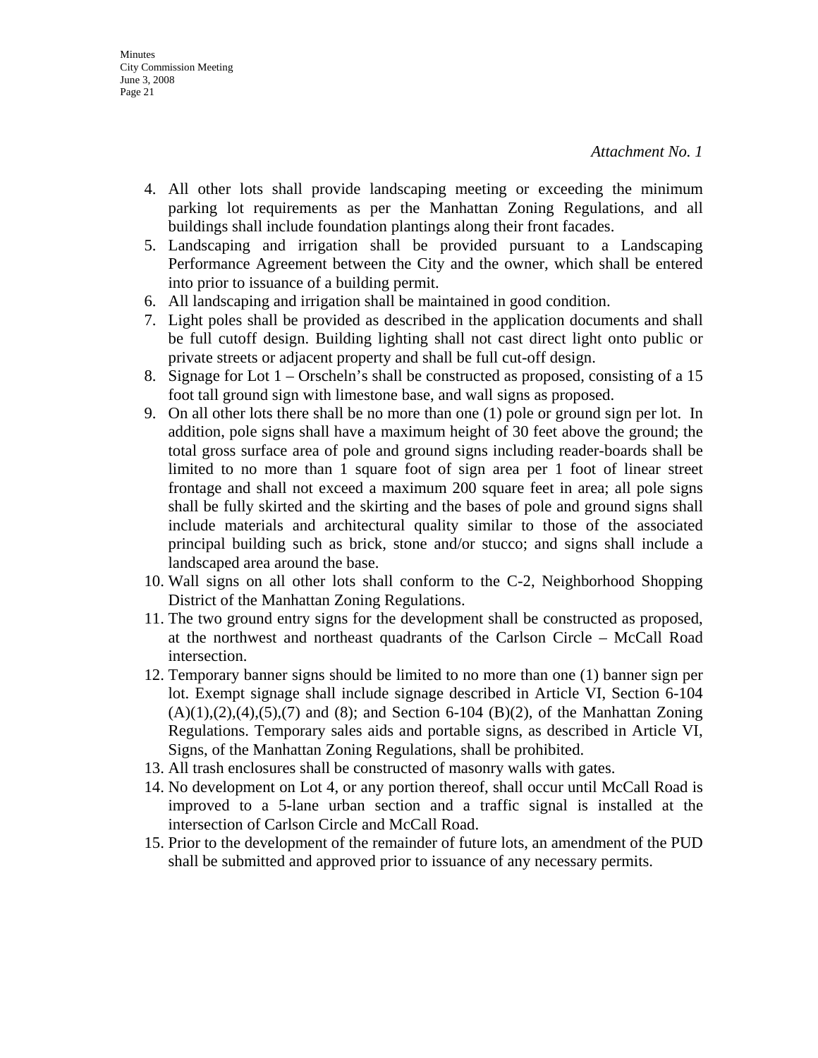*Attachment No. 1*

4. All other lots shall provide landscaping meeting or exceeding the minimum parking lot requirements as per the Manhattan Zoning Regulations, and all buildings shall include foundation plantings along their front facades.
5. Landscaping and irrigation shall be provided pursuant to a Landscaping Performance Agreement between the City and the owner, which shall be entered into prior to issuance of a building permit.
6. All landscaping and irrigation shall be maintained in good condition.
7. Light poles shall be provided as described in the application documents and shall be full cutoff design. Building lighting shall not cast direct light onto public or private streets or adjacent property and shall be full cut-off design.
8. Signage for Lot 1 – Orscheln's shall be constructed as proposed, consisting of a 15 foot tall ground sign with limestone base, and wall signs as proposed.
9. On all other lots there shall be no more than one (1) pole or ground sign per lot. In addition, pole signs shall have a maximum height of 30 feet above the ground; the total gross surface area of pole and ground signs including reader-boards shall be limited to no more than 1 square foot of sign area per 1 foot of linear street frontage and shall not exceed a maximum 200 square feet in area; all pole signs shall be fully skirted and the skirting and the bases of pole and ground signs shall include materials and architectural quality similar to those of the associated principal building such as brick, stone and/or stucco; and signs shall include a landscaped area around the base.
10. Wall signs on all other lots shall conform to the C-2, Neighborhood Shopping District of the Manhattan Zoning Regulations.
11. The two ground entry signs for the development shall be constructed as proposed, at the northwest and northeast quadrants of the Carlson Circle – McCall Road intersection.
12. Temporary banner signs should be limited to no more than one (1) banner sign per lot. Exempt signage shall include signage described in Article VI, Section 6-104 (A)(1),(2),(4),(5),(7) and (8); and Section 6-104 (B)(2), of the Manhattan Zoning Regulations. Temporary sales aids and portable signs, as described in Article VI, Signs, of the Manhattan Zoning Regulations, shall be prohibited.
13. All trash enclosures shall be constructed of masonry walls with gates.
14. No development on Lot 4, or any portion thereof, shall occur until McCall Road is improved to a 5-lane urban section and a traffic signal is installed at the intersection of Carlson Circle and McCall Road.
15. Prior to the development of the remainder of future lots, an amendment of the PUD shall be submitted and approved prior to issuance of any necessary permits.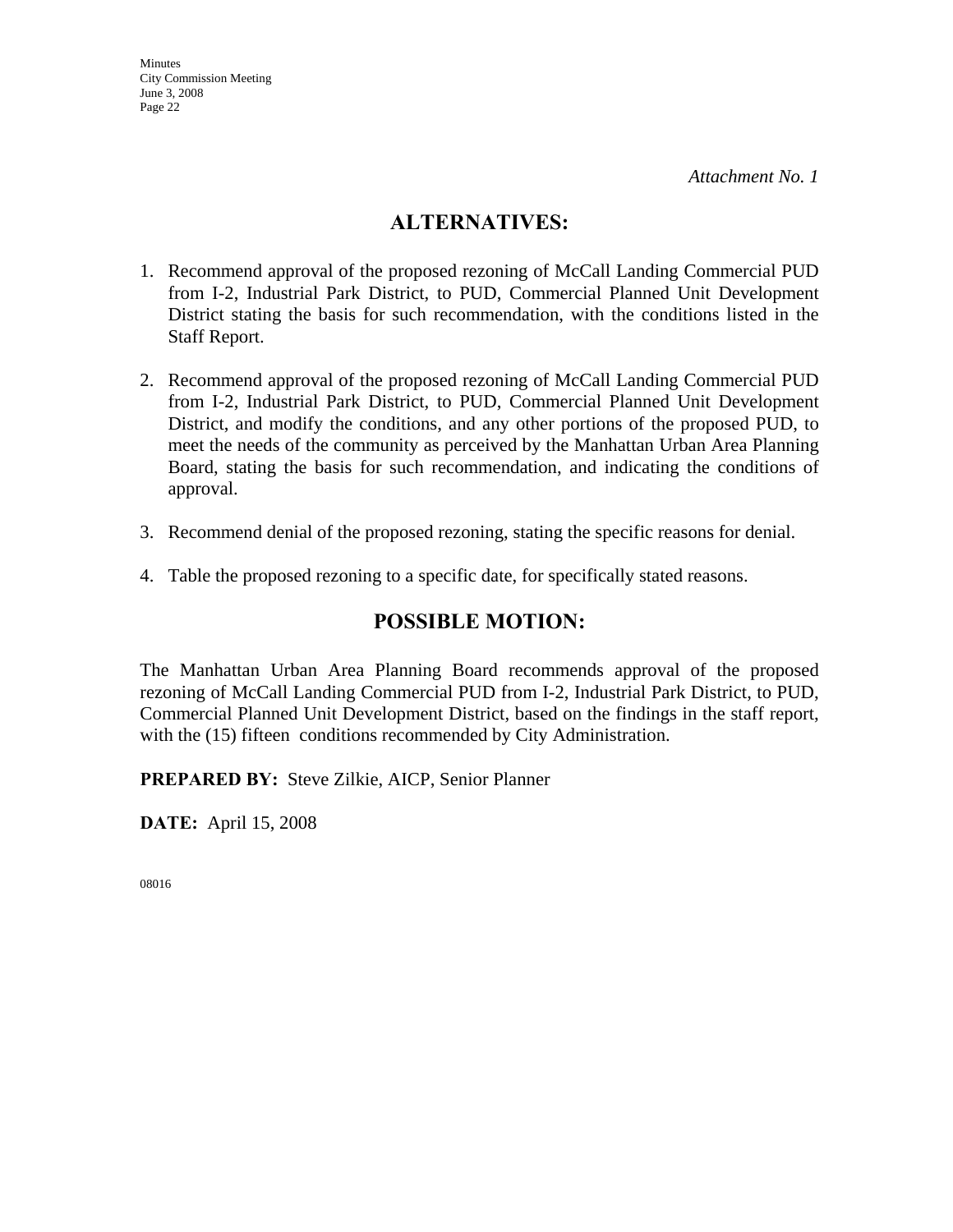*Attachment No. 1*

## ALTERNATIVES:

1. Recommend approval of the proposed rezoning of McCall Landing Commercial PUD from I-2, Industrial Park District, to PUD, Commercial Planned Unit Development District stating the basis for such recommendation, with the conditions listed in the Staff Report.

2. Recommend approval of the proposed rezoning of McCall Landing Commercial PUD from I-2, Industrial Park District, to PUD, Commercial Planned Unit Development District, and modify the conditions, and any other portions of the proposed PUD, to meet the needs of the community as perceived by the Manhattan Urban Area Planning Board, stating the basis for such recommendation, and indicating the conditions of approval.

3. Recommend denial of the proposed rezoning, stating the specific reasons for denial.

4. Table the proposed rezoning to a specific date, for specifically stated reasons.

## POSSIBLE MOTION:

The Manhattan Urban Area Planning Board recommends approval of the proposed rezoning of McCall Landing Commercial PUD from I-2, Industrial Park District, to PUD, Commercial Planned Unit Development District, based on the findings in the staff report, with the (15) fifteen conditions recommended by City Administration.

**PREPARED BY:** Steve Zilkie, AICP, Senior Planner

**DATE:** April 15, 2008

08016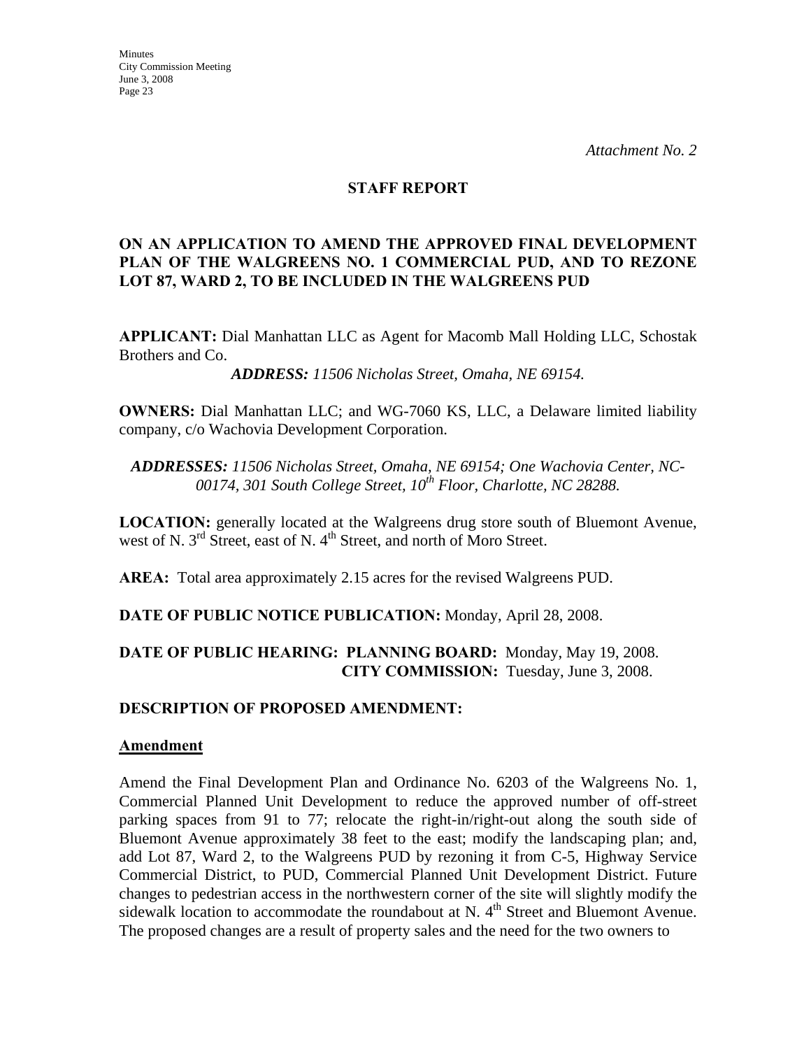*Attachment No. 2*

## STAFF REPORT

### ON AN APPLICATION TO AMEND THE APPROVED FINAL DEVELOPMENT PLAN OF THE WALGREENS NO. 1 COMMERCIAL PUD, AND TO REZONE LOT 87, WARD 2, TO BE INCLUDED IN THE WALGREENS PUD

**APPLICANT:** Dial Manhattan LLC as Agent for Macomb Mall Holding LLC, Schostak Brothers and Co.

***ADDRESS:*** *11506 Nicholas Street, Omaha, NE 69154.*

**OWNERS:** Dial Manhattan LLC; and WG-7060 KS, LLC, a Delaware limited liability company, c/o Wachovia Development Corporation.

***ADDRESSES:*** *11506 Nicholas Street, Omaha, NE 69154; One Wachovia Center, NC-00174, 301 South College Street, 10th Floor, Charlotte, NC 28288.*

**LOCATION:** generally located at the Walgreens drug store south of Bluemont Avenue, west of N. 3rd Street, east of N. 4th Street, and north of Moro Street.

**AREA:** Total area approximately 2.15 acres for the revised Walgreens PUD.

**DATE OF PUBLIC NOTICE PUBLICATION:** Monday, April 28, 2008.

**DATE OF PUBLIC HEARING: PLANNING BOARD:** Monday, May 19, 2008.
**CITY COMMISSION:** Tuesday, June 3, 2008.

**DESCRIPTION OF PROPOSED AMENDMENT:**

**Amendment**

Amend the Final Development Plan and Ordinance No. 6203 of the Walgreens No. 1, Commercial Planned Unit Development to reduce the approved number of off-street parking spaces from 91 to 77; relocate the right-in/right-out along the south side of Bluemont Avenue approximately 38 feet to the east; modify the landscaping plan; and, add Lot 87, Ward 2, to the Walgreens PUD by rezoning it from C-5, Highway Service Commercial District, to PUD, Commercial Planned Unit Development District. Future changes to pedestrian access in the northwestern corner of the site will slightly modify the sidewalk location to accommodate the roundabout at N. 4th Street and Bluemont Avenue. The proposed changes are a result of property sales and the need for the two owners to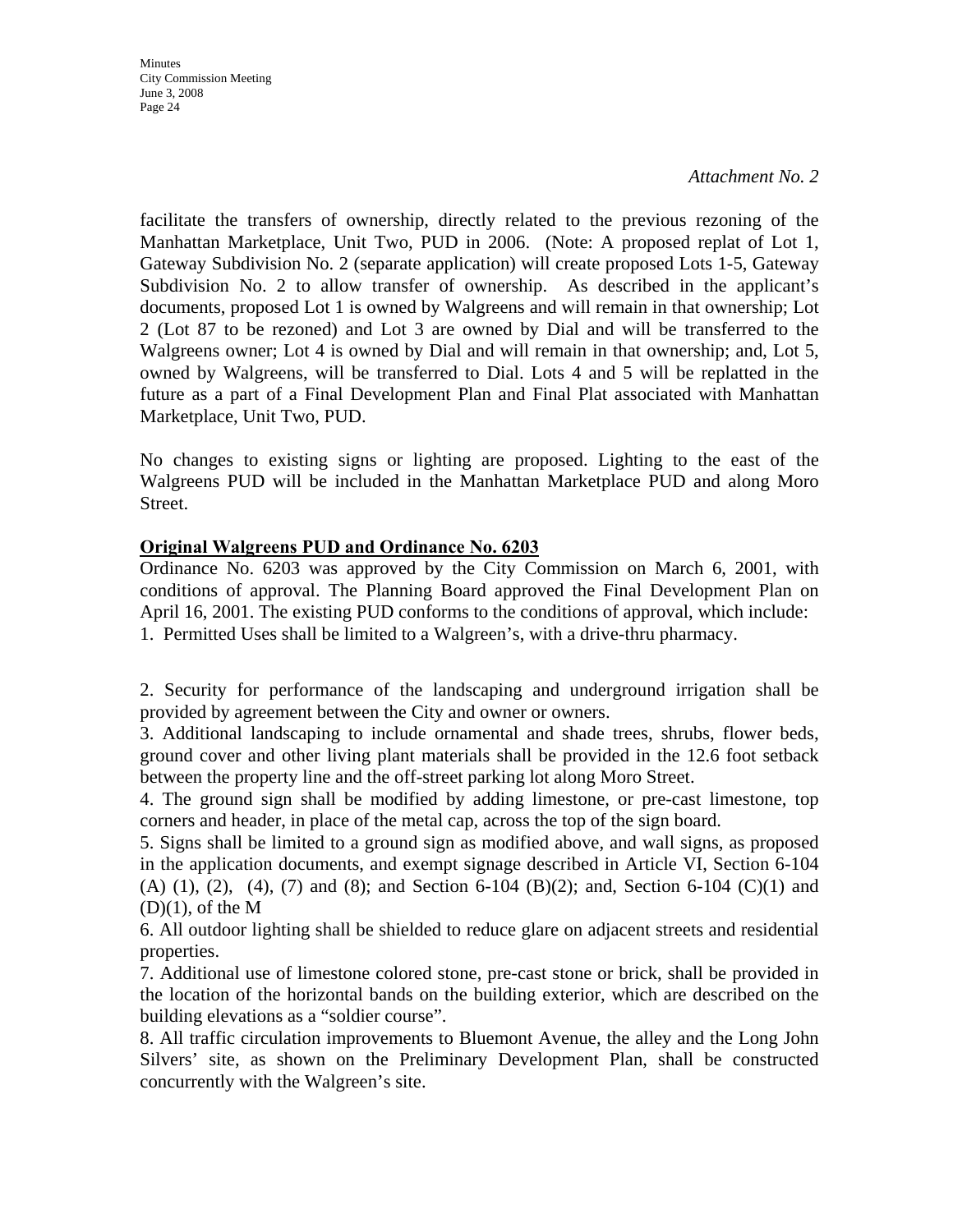*Attachment No. 2*

facilitate the transfers of ownership, directly related to the previous rezoning of the Manhattan Marketplace, Unit Two, PUD in 2006. (Note: A proposed replat of Lot 1, Gateway Subdivision No. 2 (separate application) will create proposed Lots 1-5, Gateway Subdivision No. 2 to allow transfer of ownership. As described in the applicant's documents, proposed Lot 1 is owned by Walgreens and will remain in that ownership; Lot 2 (Lot 87 to be rezoned) and Lot 3 are owned by Dial and will be transferred to the Walgreens owner; Lot 4 is owned by Dial and will remain in that ownership; and, Lot 5, owned by Walgreens, will be transferred to Dial. Lots 4 and 5 will be replatted in the future as a part of a Final Development Plan and Final Plat associated with Manhattan Marketplace, Unit Two, PUD.

No changes to existing signs or lighting are proposed. Lighting to the east of the Walgreens PUD will be included in the Manhattan Marketplace PUD and along Moro Street.

**Original Walgreens PUD and Ordinance No. 6203**

Ordinance No. 6203 was approved by the City Commission on March 6, 2001, with conditions of approval. The Planning Board approved the Final Development Plan on April 16, 2001. The existing PUD conforms to the conditions of approval, which include:

1. Permitted Uses shall be limited to a Walgreen's, with a drive-thru pharmacy.

2. Security for performance of the landscaping and underground irrigation shall be provided by agreement between the City and owner or owners.

3. Additional landscaping to include ornamental and shade trees, shrubs, flower beds, ground cover and other living plant materials shall be provided in the 12.6 foot setback between the property line and the off-street parking lot along Moro Street.

4. The ground sign shall be modified by adding limestone, or pre-cast limestone, top corners and header, in place of the metal cap, across the top of the sign board.

5. Signs shall be limited to a ground sign as modified above, and wall signs, as proposed in the application documents, and exempt signage described in Article VI, Section 6-104 (A) (1), (2), (4), (7) and (8); and Section 6-104 (B)(2); and, Section 6-104 (C)(1) and (D)(1), of the M

6. All outdoor lighting shall be shielded to reduce glare on adjacent streets and residential properties.

7. Additional use of limestone colored stone, pre-cast stone or brick, shall be provided in the location of the horizontal bands on the building exterior, which are described on the building elevations as a "soldier course".

8. All traffic circulation improvements to Bluemont Avenue, the alley and the Long John Silvers' site, as shown on the Preliminary Development Plan, shall be constructed concurrently with the Walgreen's site.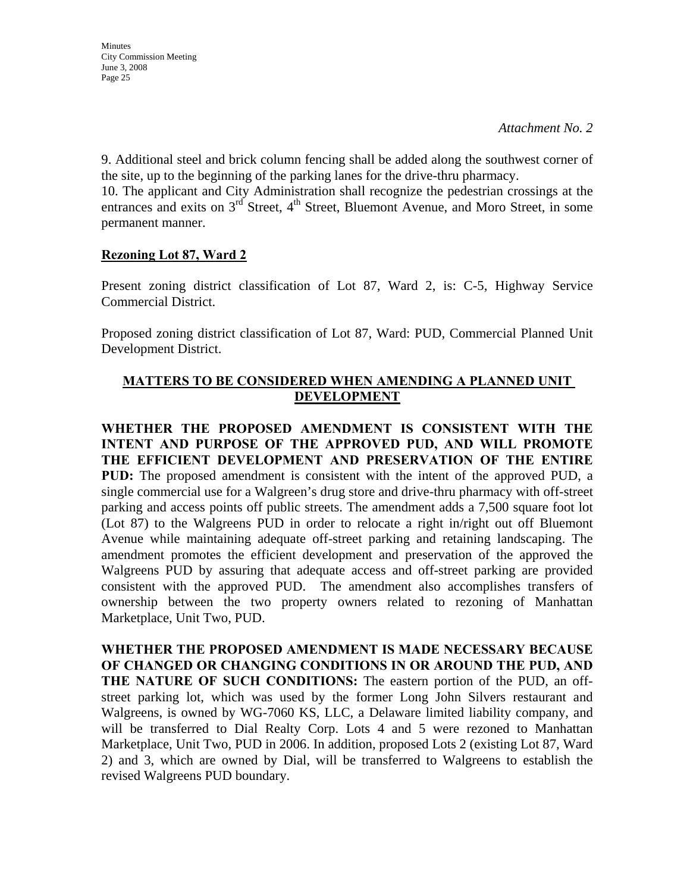*Attachment No. 2*

9. Additional steel and brick column fencing shall be added along the southwest corner of the site, up to the beginning of the parking lanes for the drive-thru pharmacy.
10. The applicant and City Administration shall recognize the pedestrian crossings at the entrances and exits on 3rd Street, 4th Street, Bluemont Avenue, and Moro Street, in some permanent manner.

**Rezoning Lot 87, Ward 2**

Present zoning district classification of Lot 87, Ward 2, is: C-5, Highway Service Commercial District.

Proposed zoning district classification of Lot 87, Ward: PUD, Commercial Planned Unit Development District.

**MATTERS TO BE CONSIDERED WHEN AMENDING A PLANNED UNIT DEVELOPMENT**

**WHETHER THE PROPOSED AMENDMENT IS CONSISTENT WITH THE INTENT AND PURPOSE OF THE APPROVED PUD, AND WILL PROMOTE THE EFFICIENT DEVELOPMENT AND PRESERVATION OF THE ENTIRE PUD:** The proposed amendment is consistent with the intent of the approved PUD, a single commercial use for a Walgreen's drug store and drive-thru pharmacy with off-street parking and access points off public streets. The amendment adds a 7,500 square foot lot (Lot 87) to the Walgreens PUD in order to relocate a right in/right out off Bluemont Avenue while maintaining adequate off-street parking and retaining landscaping. The amendment promotes the efficient development and preservation of the approved the Walgreens PUD by assuring that adequate access and off-street parking are provided consistent with the approved PUD. The amendment also accomplishes transfers of ownership between the two property owners related to rezoning of Manhattan Marketplace, Unit Two, PUD.

**WHETHER THE PROPOSED AMENDMENT IS MADE NECESSARY BECAUSE OF CHANGED OR CHANGING CONDITIONS IN OR AROUND THE PUD, AND THE NATURE OF SUCH CONDITIONS:** The eastern portion of the PUD, an off-street parking lot, which was used by the former Long John Silvers restaurant and Walgreens, is owned by WG-7060 KS, LLC, a Delaware limited liability company, and will be transferred to Dial Realty Corp. Lots 4 and 5 were rezoned to Manhattan Marketplace, Unit Two, PUD in 2006. In addition, proposed Lots 2 (existing Lot 87, Ward 2) and 3, which are owned by Dial, will be transferred to Walgreens to establish the revised Walgreens PUD boundary.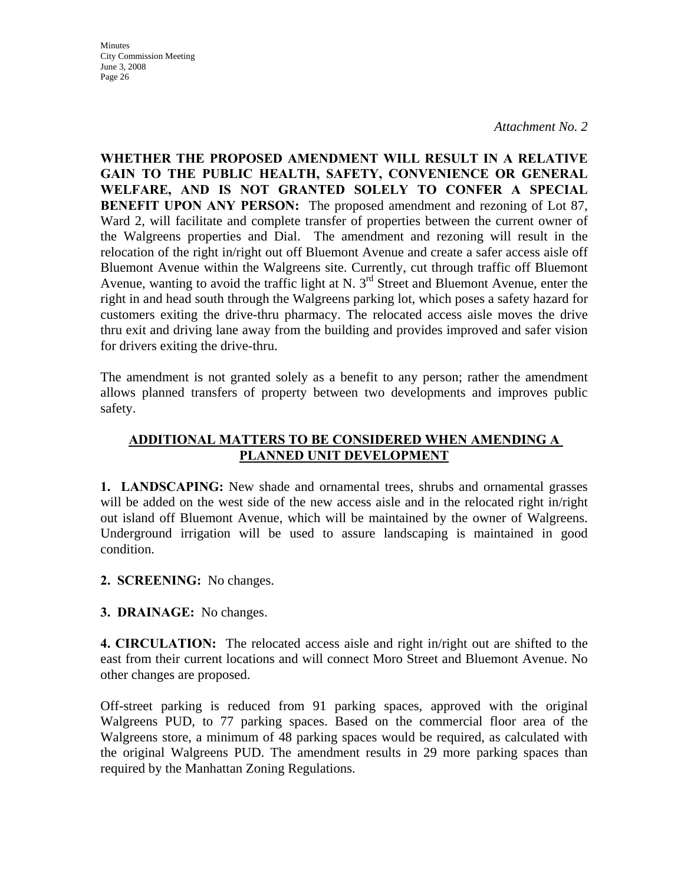*Attachment No. 2*

**WHETHER THE PROPOSED AMENDMENT WILL RESULT IN A RELATIVE GAIN TO THE PUBLIC HEALTH, SAFETY, CONVENIENCE OR GENERAL WELFARE, AND IS NOT GRANTED SOLELY TO CONFER A SPECIAL BENEFIT UPON ANY PERSON:** The proposed amendment and rezoning of Lot 87, Ward 2, will facilitate and complete transfer of properties between the current owner of the Walgreens properties and Dial. The amendment and rezoning will result in the relocation of the right in/right out off Bluemont Avenue and create a safer access aisle off Bluemont Avenue within the Walgreens site. Currently, cut through traffic off Bluemont Avenue, wanting to avoid the traffic light at N. 3rd Street and Bluemont Avenue, enter the right in and head south through the Walgreens parking lot, which poses a safety hazard for customers exiting the drive-thru pharmacy. The relocated access aisle moves the drive thru exit and driving lane away from the building and provides improved and safer vision for drivers exiting the drive-thru.

The amendment is not granted solely as a benefit to any person; rather the amendment allows planned transfers of property between two developments and improves public safety.

## ADDITIONAL MATTERS TO BE CONSIDERED WHEN AMENDING A PLANNED UNIT DEVELOPMENT

**1. LANDSCAPING:** New shade and ornamental trees, shrubs and ornamental grasses will be added on the west side of the new access aisle and in the relocated right in/right out island off Bluemont Avenue, which will be maintained by the owner of Walgreens. Underground irrigation will be used to assure landscaping is maintained in good condition.

**2. SCREENING:** No changes.

**3. DRAINAGE:** No changes.

**4. CIRCULATION:** The relocated access aisle and right in/right out are shifted to the east from their current locations and will connect Moro Street and Bluemont Avenue. No other changes are proposed.

Off-street parking is reduced from 91 parking spaces, approved with the original Walgreens PUD, to 77 parking spaces. Based on the commercial floor area of the Walgreens store, a minimum of 48 parking spaces would be required, as calculated with the original Walgreens PUD. The amendment results in 29 more parking spaces than required by the Manhattan Zoning Regulations.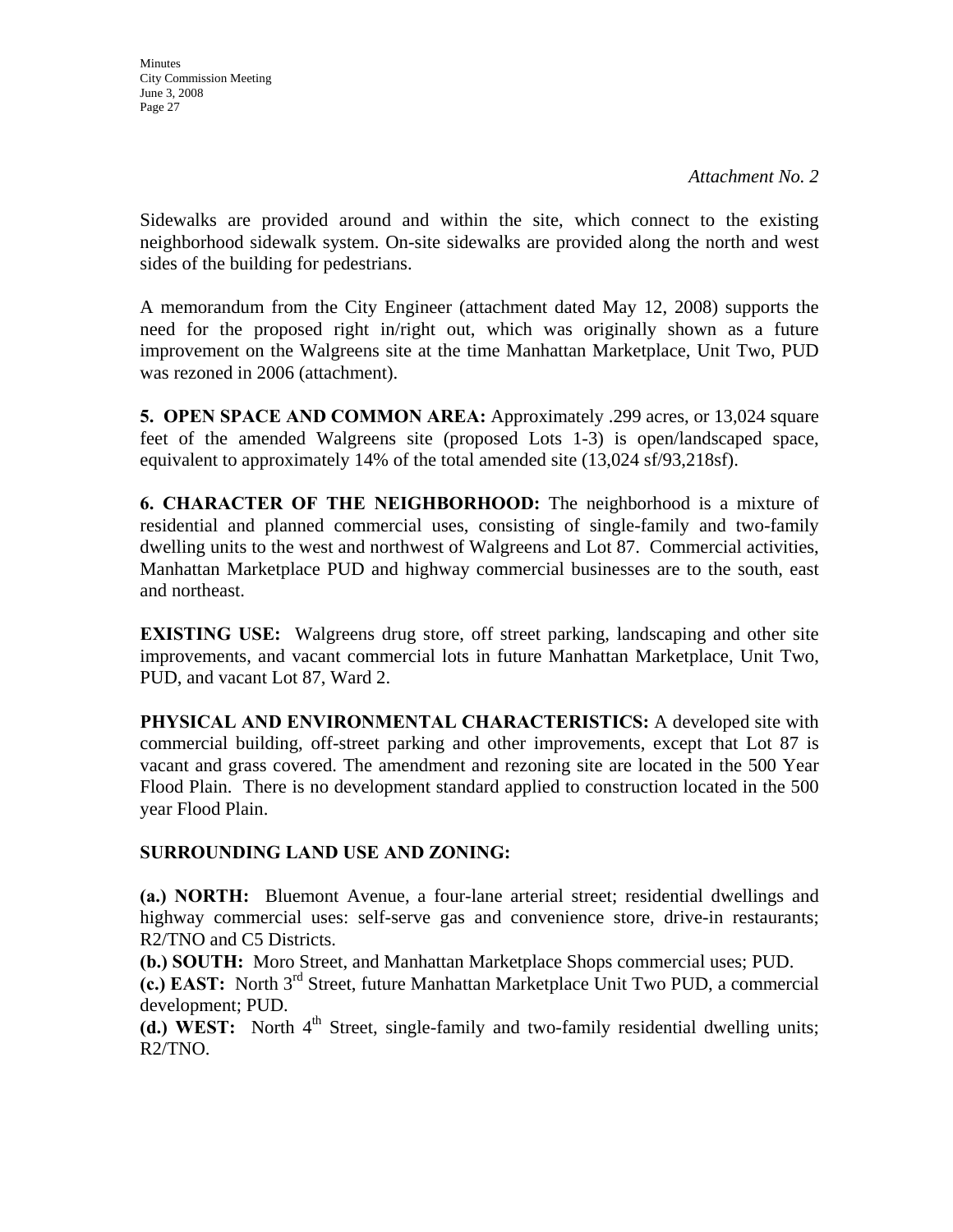*Attachment No. 2*

Sidewalks are provided around and within the site, which connect to the existing neighborhood sidewalk system. On-site sidewalks are provided along the north and west sides of the building for pedestrians.

A memorandum from the City Engineer (attachment dated May 12, 2008) supports the need for the proposed right in/right out, which was originally shown as a future improvement on the Walgreens site at the time Manhattan Marketplace, Unit Two, PUD was rezoned in 2006 (attachment).

**5. OPEN SPACE AND COMMON AREA:** Approximately .299 acres, or 13,024 square feet of the amended Walgreens site (proposed Lots 1-3) is open/landscaped space, equivalent to approximately 14% of the total amended site (13,024 sf/93,218sf).

**6. CHARACTER OF THE NEIGHBORHOOD:** The neighborhood is a mixture of residential and planned commercial uses, consisting of single-family and two-family dwelling units to the west and northwest of Walgreens and Lot 87. Commercial activities, Manhattan Marketplace PUD and highway commercial businesses are to the south, east and northeast.

**EXISTING USE:** Walgreens drug store, off street parking, landscaping and other site improvements, and vacant commercial lots in future Manhattan Marketplace, Unit Two, PUD, and vacant Lot 87, Ward 2.

**PHYSICAL AND ENVIRONMENTAL CHARACTERISTICS:** A developed site with commercial building, off-street parking and other improvements, except that Lot 87 is vacant and grass covered. The amendment and rezoning site are located in the 500 Year Flood Plain. There is no development standard applied to construction located in the 500 year Flood Plain.

**SURROUNDING LAND USE AND ZONING:**

**(a.) NORTH:** Bluemont Avenue, a four-lane arterial street; residential dwellings and highway commercial uses: self-serve gas and convenience store, drive-in restaurants; R2/TNO and C5 Districts.

**(b.) SOUTH:** Moro Street, and Manhattan Marketplace Shops commercial uses; PUD.

**(c.) EAST:** North 3rd Street, future Manhattan Marketplace Unit Two PUD, a commercial development; PUD.

**(d.) WEST:** North 4th Street, single-family and two-family residential dwelling units; R2/TNO.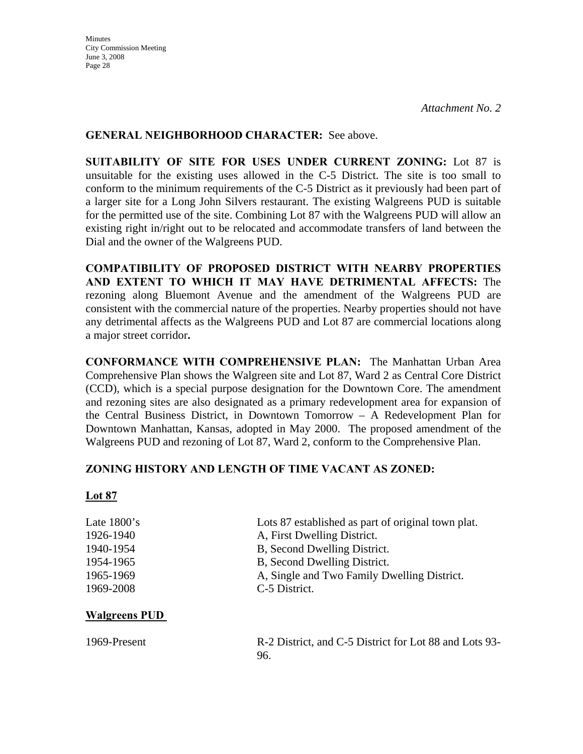*Attachment No. 2*

**GENERAL NEIGHBORHOOD CHARACTER:** See above.

**SUITABILITY OF SITE FOR USES UNDER CURRENT ZONING:** Lot 87 is unsuitable for the existing uses allowed in the C-5 District. The site is too small to conform to the minimum requirements of the C-5 District as it previously had been part of a larger site for a Long John Silvers restaurant. The existing Walgreens PUD is suitable for the permitted use of the site. Combining Lot 87 with the Walgreens PUD will allow an existing right in/right out to be relocated and accommodate transfers of land between the Dial and the owner of the Walgreens PUD.

**COMPATIBILITY OF PROPOSED DISTRICT WITH NEARBY PROPERTIES AND EXTENT TO WHICH IT MAY HAVE DETRIMENTAL AFFECTS:** The rezoning along Bluemont Avenue and the amendment of the Walgreens PUD are consistent with the commercial nature of the properties. Nearby properties should not have any detrimental affects as the Walgreens PUD and Lot 87 are commercial locations along a major street corridor**.**

**CONFORMANCE WITH COMPREHENSIVE PLAN:** The Manhattan Urban Area Comprehensive Plan shows the Walgreen site and Lot 87, Ward 2 as Central Core District (CCD), which is a special purpose designation for the Downtown Core. The amendment and rezoning sites are also designated as a primary redevelopment area for expansion of the Central Business District, in Downtown Tomorrow – A Redevelopment Plan for Downtown Manhattan, Kansas, adopted in May 2000. The proposed amendment of the Walgreens PUD and rezoning of Lot 87, Ward 2, conform to the Comprehensive Plan.

**ZONING HISTORY AND LENGTH OF TIME VACANT AS ZONED:**

**<u>Lot 87</u>**

| | |
|---|---|
| Late 1800's | Lots 87 established as part of original town plat. |
| 1926-1940 | A, First Dwelling District. |
| 1940-1954 | B, Second Dwelling District. |
| 1954-1965 | B, Second Dwelling District. |
| 1965-1969 | A, Single and Two Family Dwelling District. |
| 1969-2008 | C-5 District. |

**<u>Walgreens PUD</u>**

| | |
|---|---|
| 1969-Present | R-2 District, and C-5 District for Lot 88 and Lots 93-96. |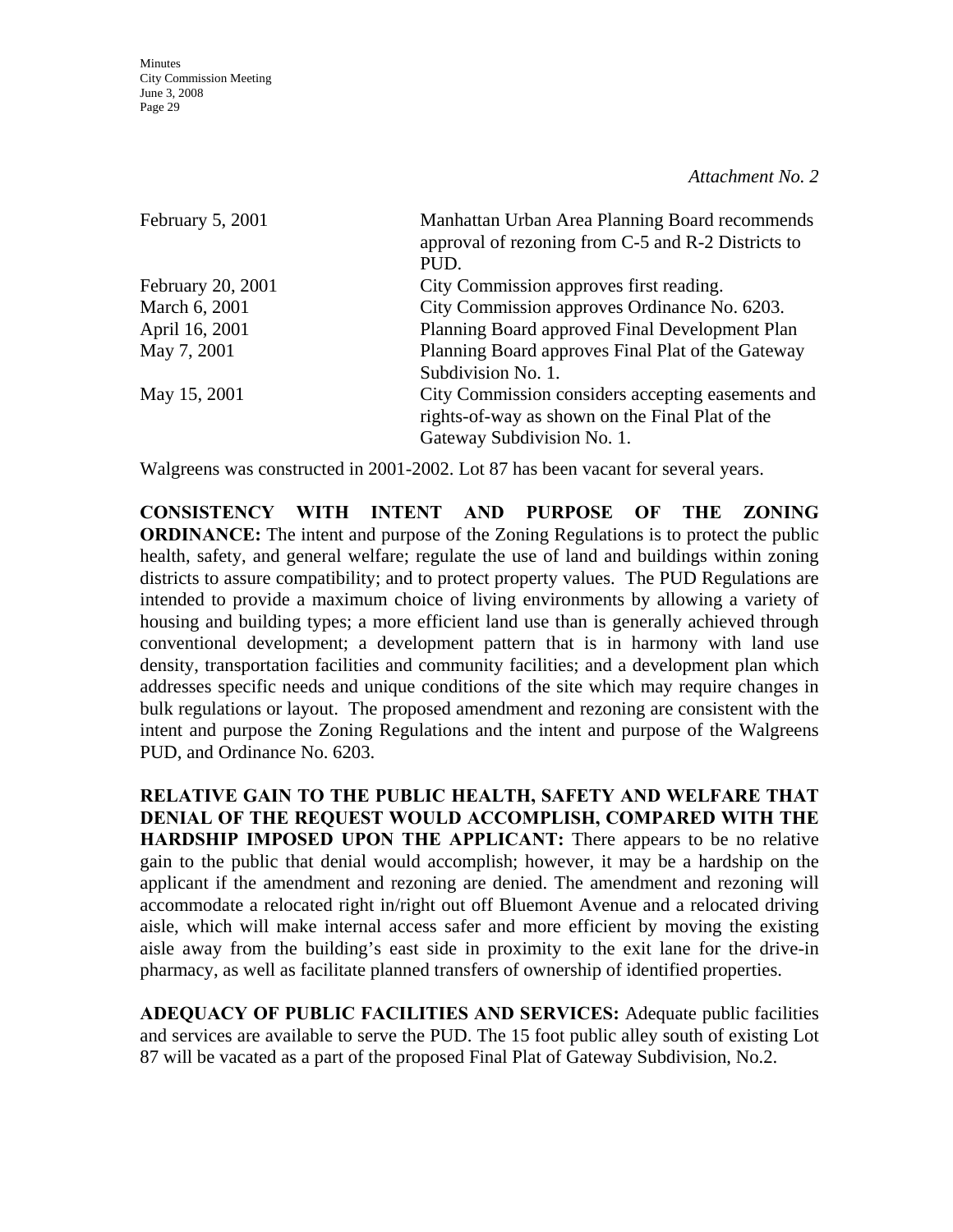*Attachment No. 2*

| | |
|---|---|
| February 5, 2001 | Manhattan Urban Area Planning Board recommends approval of rezoning from C-5 and R-2 Districts to PUD. |
| February 20, 2001 | City Commission approves first reading. |
| March 6, 2001 | City Commission approves Ordinance No. 6203. |
| April 16, 2001 | Planning Board approved Final Development Plan |
| May 7, 2001 | Planning Board approves Final Plat of the Gateway Subdivision No. 1. |
| May 15, 2001 | City Commission considers accepting easements and rights-of-way as shown on the Final Plat of the Gateway Subdivision No. 1. |

Walgreens was constructed in 2001-2002. Lot 87 has been vacant for several years.

**CONSISTENCY WITH INTENT AND PURPOSE OF THE ZONING ORDINANCE:** The intent and purpose of the Zoning Regulations is to protect the public health, safety, and general welfare; regulate the use of land and buildings within zoning districts to assure compatibility; and to protect property values. The PUD Regulations are intended to provide a maximum choice of living environments by allowing a variety of housing and building types; a more efficient land use than is generally achieved through conventional development; a development pattern that is in harmony with land use density, transportation facilities and community facilities; and a development plan which addresses specific needs and unique conditions of the site which may require changes in bulk regulations or layout. The proposed amendment and rezoning are consistent with the intent and purpose the Zoning Regulations and the intent and purpose of the Walgreens PUD, and Ordinance No. 6203.

**RELATIVE GAIN TO THE PUBLIC HEALTH, SAFETY AND WELFARE THAT DENIAL OF THE REQUEST WOULD ACCOMPLISH, COMPARED WITH THE HARDSHIP IMPOSED UPON THE APPLICANT:** There appears to be no relative gain to the public that denial would accomplish; however, it may be a hardship on the applicant if the amendment and rezoning are denied. The amendment and rezoning will accommodate a relocated right in/right out off Bluemont Avenue and a relocated driving aisle, which will make internal access safer and more efficient by moving the existing aisle away from the building's east side in proximity to the exit lane for the drive-in pharmacy, as well as facilitate planned transfers of ownership of identified properties.

**ADEQUACY OF PUBLIC FACILITIES AND SERVICES:** Adequate public facilities and services are available to serve the PUD. The 15 foot public alley south of existing Lot 87 will be vacated as a part of the proposed Final Plat of Gateway Subdivision, No.2.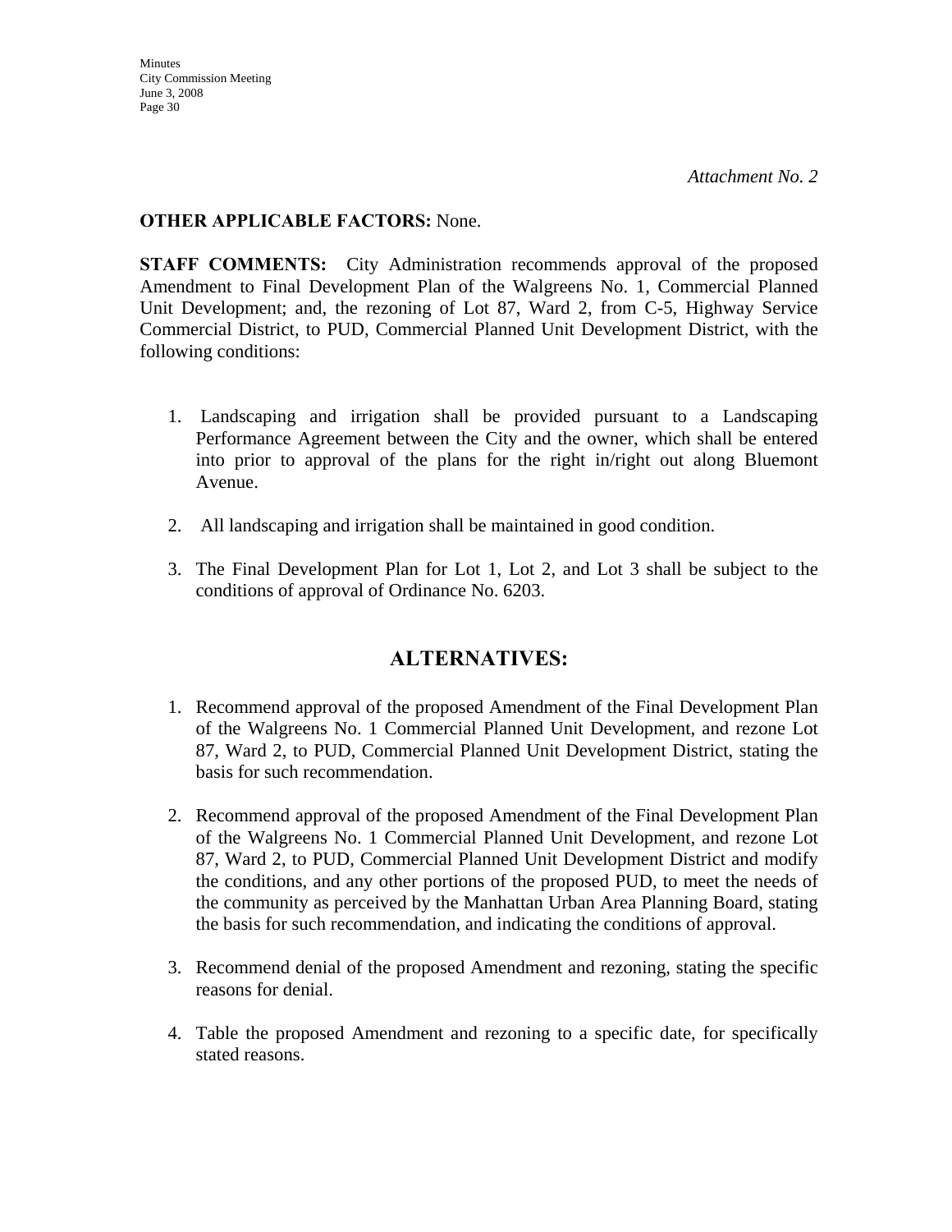*Attachment No. 2*

**OTHER APPLICABLE FACTORS:** None.

**STAFF COMMENTS:** City Administration recommends approval of the proposed Amendment to Final Development Plan of the Walgreens No. 1, Commercial Planned Unit Development; and, the rezoning of Lot 87, Ward 2, from C-5, Highway Service Commercial District, to PUD, Commercial Planned Unit Development District, with the following conditions:

1. Landscaping and irrigation shall be provided pursuant to a Landscaping Performance Agreement between the City and the owner, which shall be entered into prior to approval of the plans for the right in/right out along Bluemont Avenue.

2. All landscaping and irrigation shall be maintained in good condition.

3. The Final Development Plan for Lot 1, Lot 2, and Lot 3 shall be subject to the conditions of approval of Ordinance No. 6203.

## ALTERNATIVES:

1. Recommend approval of the proposed Amendment of the Final Development Plan of the Walgreens No. 1 Commercial Planned Unit Development, and rezone Lot 87, Ward 2, to PUD, Commercial Planned Unit Development District, stating the basis for such recommendation.

2. Recommend approval of the proposed Amendment of the Final Development Plan of the Walgreens No. 1 Commercial Planned Unit Development, and rezone Lot 87, Ward 2, to PUD, Commercial Planned Unit Development District and modify the conditions, and any other portions of the proposed PUD, to meet the needs of the community as perceived by the Manhattan Urban Area Planning Board, stating the basis for such recommendation, and indicating the conditions of approval.

3. Recommend denial of the proposed Amendment and rezoning, stating the specific reasons for denial.

4. Table the proposed Amendment and rezoning to a specific date, for specifically stated reasons.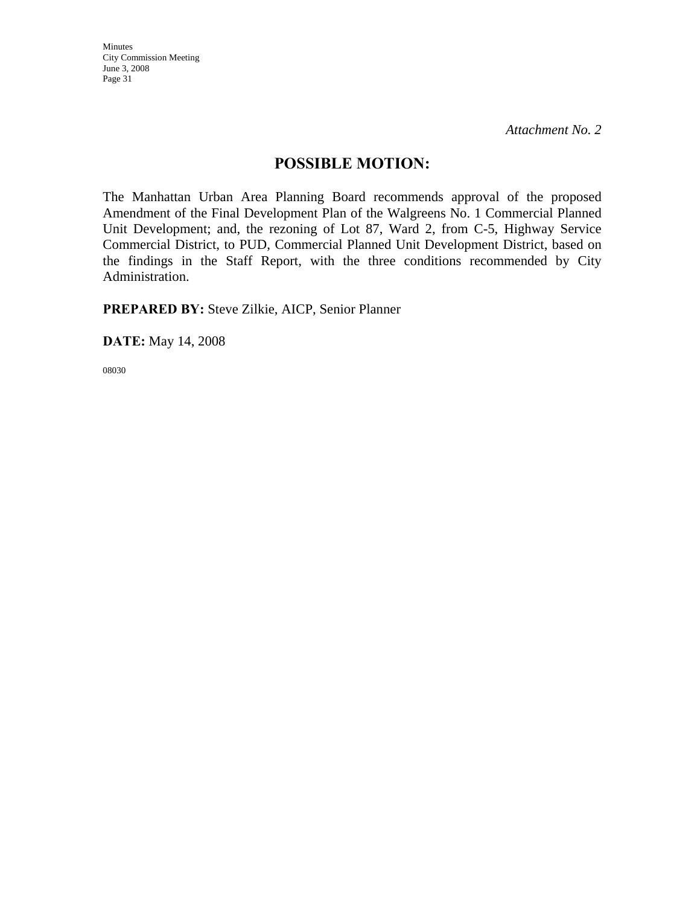*Attachment No. 2*

## POSSIBLE MOTION:

The Manhattan Urban Area Planning Board recommends approval of the proposed Amendment of the Final Development Plan of the Walgreens No. 1 Commercial Planned Unit Development; and, the rezoning of Lot 87, Ward 2, from C-5, Highway Service Commercial District, to PUD, Commercial Planned Unit Development District, based on the findings in the Staff Report, with the three conditions recommended by City Administration.

**PREPARED BY:** Steve Zilkie, AICP, Senior Planner

**DATE:** May 14, 2008

08030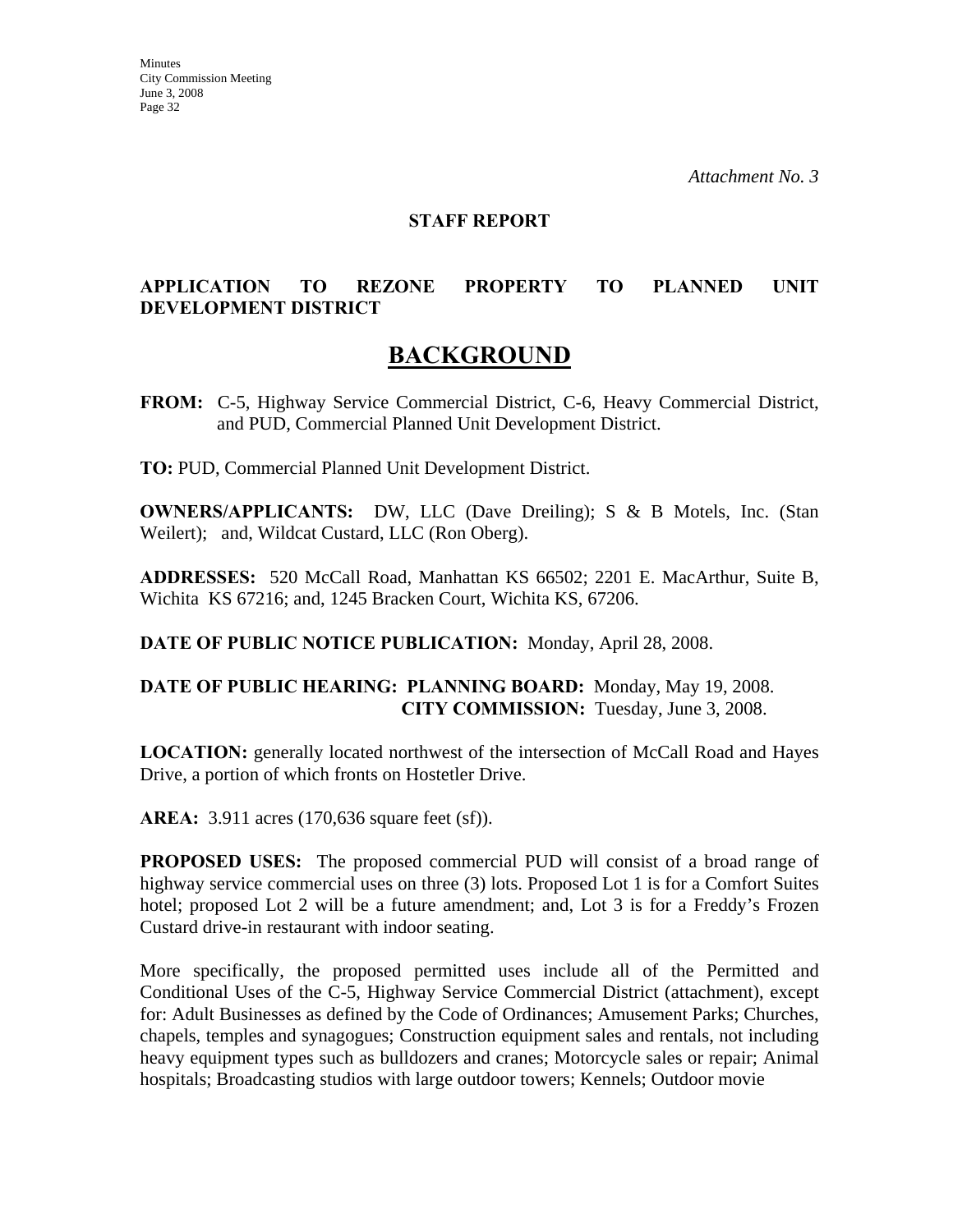*Attachment No. 3*

**STAFF REPORT**

**APPLICATION TO REZONE PROPERTY TO PLANNED UNIT DEVELOPMENT DISTRICT**

# BACKGROUND

**FROM:** C-5, Highway Service Commercial District, C-6, Heavy Commercial District, and PUD, Commercial Planned Unit Development District.

**TO:** PUD, Commercial Planned Unit Development District.

**OWNERS/APPLICANTS:** DW, LLC (Dave Dreiling); S & B Motels, Inc. (Stan Weilert); and, Wildcat Custard, LLC (Ron Oberg).

**ADDRESSES:** 520 McCall Road, Manhattan KS 66502; 2201 E. MacArthur, Suite B, Wichita KS 67216; and, 1245 Bracken Court, Wichita KS, 67206.

**DATE OF PUBLIC NOTICE PUBLICATION:** Monday, April 28, 2008.

**DATE OF PUBLIC HEARING: PLANNING BOARD:** Monday, May 19, 2008.
**CITY COMMISSION:** Tuesday, June 3, 2008.

**LOCATION:** generally located northwest of the intersection of McCall Road and Hayes Drive, a portion of which fronts on Hostetler Drive.

**AREA:** 3.911 acres (170,636 square feet (sf)).

**PROPOSED USES:** The proposed commercial PUD will consist of a broad range of highway service commercial uses on three (3) lots. Proposed Lot 1 is for a Comfort Suites hotel; proposed Lot 2 will be a future amendment; and, Lot 3 is for a Freddy's Frozen Custard drive-in restaurant with indoor seating.

More specifically, the proposed permitted uses include all of the Permitted and Conditional Uses of the C-5, Highway Service Commercial District (attachment), except for: Adult Businesses as defined by the Code of Ordinances; Amusement Parks; Churches, chapels, temples and synagogues; Construction equipment sales and rentals, not including heavy equipment types such as bulldozers and cranes; Motorcycle sales or repair; Animal hospitals; Broadcasting studios with large outdoor towers; Kennels; Outdoor movie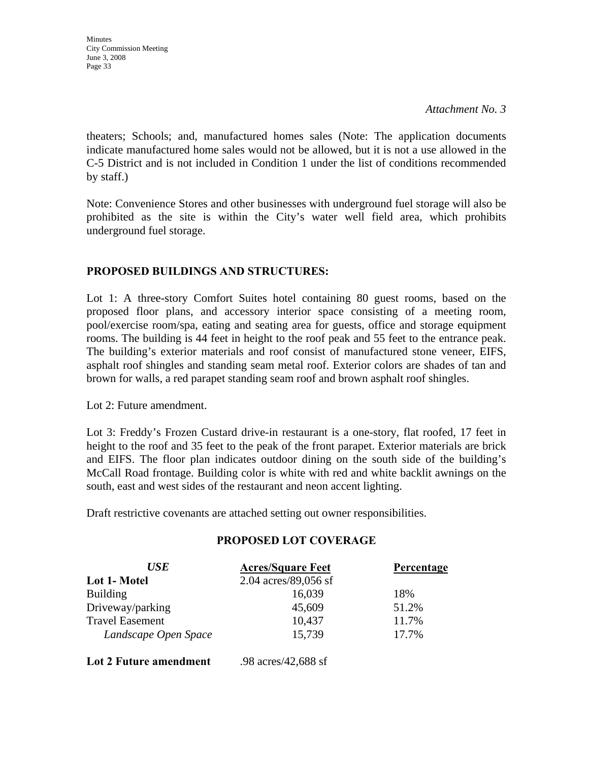*Attachment No. 3*

theaters; Schools; and, manufactured homes sales (Note: The application documents indicate manufactured home sales would not be allowed, but it is not a use allowed in the C-5 District and is not included in Condition 1 under the list of conditions recommended by staff.)

Note: Convenience Stores and other businesses with underground fuel storage will also be prohibited as the site is within the City's water well field area, which prohibits underground fuel storage.

**PROPOSED BUILDINGS AND STRUCTURES:**

Lot 1: A three-story Comfort Suites hotel containing 80 guest rooms, based on the proposed floor plans, and accessory interior space consisting of a meeting room, pool/exercise room/spa, eating and seating area for guests, office and storage equipment rooms. The building is 44 feet in height to the roof peak and 55 feet to the entrance peak. The building's exterior materials and roof consist of manufactured stone veneer, EIFS, asphalt roof shingles and standing seam metal roof. Exterior colors are shades of tan and brown for walls, a red parapet standing seam roof and brown asphalt roof shingles.

Lot 2: Future amendment.

Lot 3: Freddy's Frozen Custard drive-in restaurant is a one-story, flat roofed, 17 feet in height to the roof and 35 feet to the peak of the front parapet. Exterior materials are brick and EIFS. The floor plan indicates outdoor dining on the south side of the building's McCall Road frontage. Building color is white with red and white backlit awnings on the south, east and west sides of the restaurant and neon accent lighting.

Draft restrictive covenants are attached setting out owner responsibilities.

**PROPOSED LOT COVERAGE**

| *USE* | Acres/Square Feet | Percentage |
|---|---|---|
| **Lot 1- Motel** | 2.04 acres/89,056 sf | |
| Building | 16,039 | 18% |
| Driveway/parking | 45,609 | 51.2% |
| Travel Easement | 10,437 | 11.7% |
| *Landscape Open Space* | 15,739 | 17.7% |
| **Lot 2 Future amendment** | .98 acres/42,688 sf | |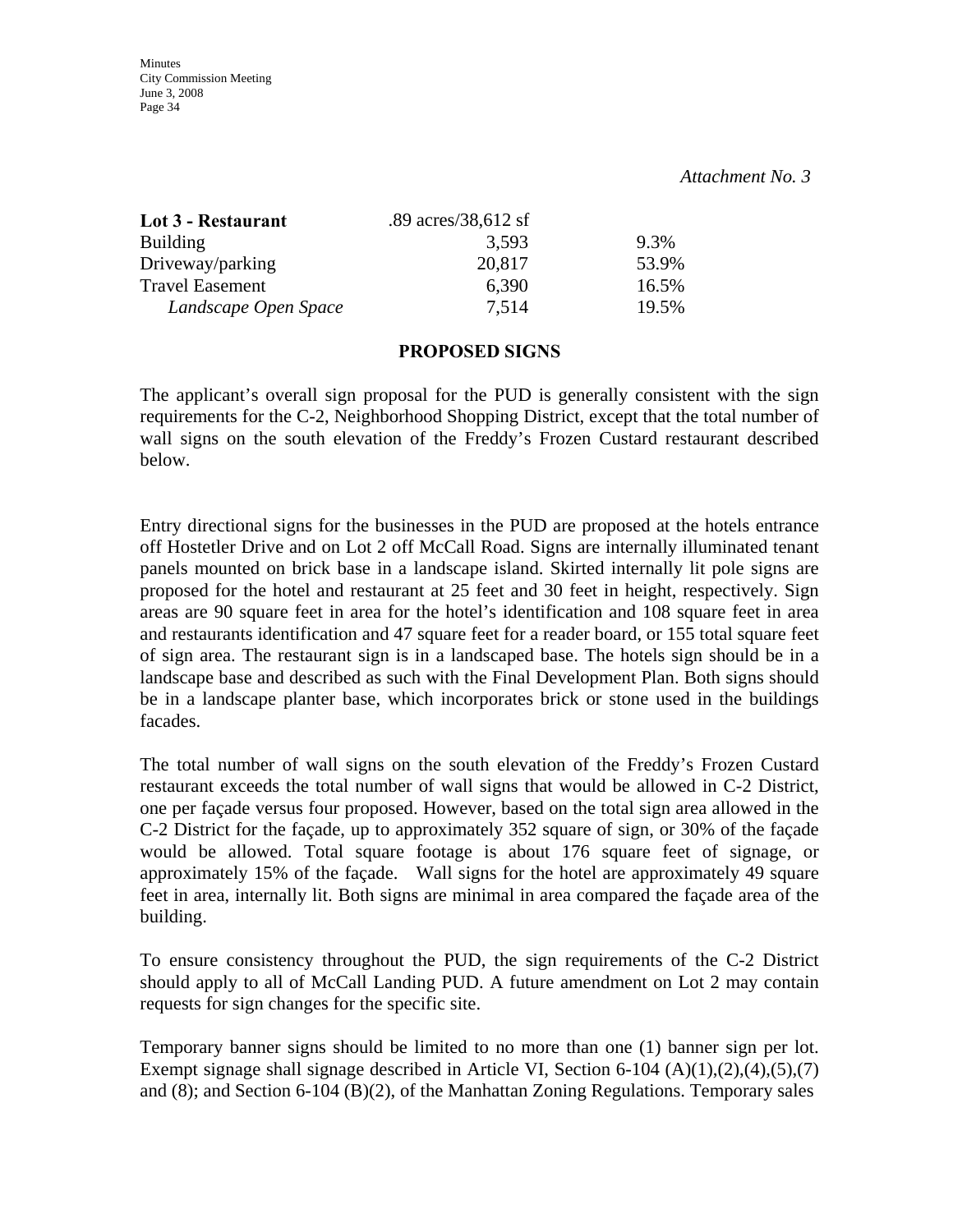*Attachment No. 3*

| **Lot 3 - Restaurant** | .89 acres/38,612 sf | |
| --- | --- | --- |
| Building | 3,593 | 9.3% |
| Driveway/parking | 20,817 | 53.9% |
| Travel Easement | 6,390 | 16.5% |
| *Landscape Open Space* | 7,514 | 19.5% |

**PROPOSED SIGNS**

The applicant's overall sign proposal for the PUD is generally consistent with the sign requirements for the C-2, Neighborhood Shopping District, except that the total number of wall signs on the south elevation of the Freddy's Frozen Custard restaurant described below.

Entry directional signs for the businesses in the PUD are proposed at the hotels entrance off Hostetler Drive and on Lot 2 off McCall Road. Signs are internally illuminated tenant panels mounted on brick base in a landscape island. Skirted internally lit pole signs are proposed for the hotel and restaurant at 25 feet and 30 feet in height, respectively. Sign areas are 90 square feet in area for the hotel's identification and 108 square feet in area and restaurants identification and 47 square feet for a reader board, or 155 total square feet of sign area. The restaurant sign is in a landscaped base. The hotels sign should be in a landscape base and described as such with the Final Development Plan. Both signs should be in a landscape planter base, which incorporates brick or stone used in the buildings facades.

The total number of wall signs on the south elevation of the Freddy's Frozen Custard restaurant exceeds the total number of wall signs that would be allowed in C-2 District, one per façade versus four proposed. However, based on the total sign area allowed in the C-2 District for the façade, up to approximately 352 square of sign, or 30% of the façade would be allowed. Total square footage is about 176 square feet of signage, or approximately 15% of the façade. Wall signs for the hotel are approximately 49 square feet in area, internally lit. Both signs are minimal in area compared the façade area of the building.

To ensure consistency throughout the PUD, the sign requirements of the C-2 District should apply to all of McCall Landing PUD. A future amendment on Lot 2 may contain requests for sign changes for the specific site.

Temporary banner signs should be limited to no more than one (1) banner sign per lot. Exempt signage shall signage described in Article VI, Section 6-104 (A)(1),(2),(4),(5),(7) and (8); and Section 6-104 (B)(2), of the Manhattan Zoning Regulations. Temporary sales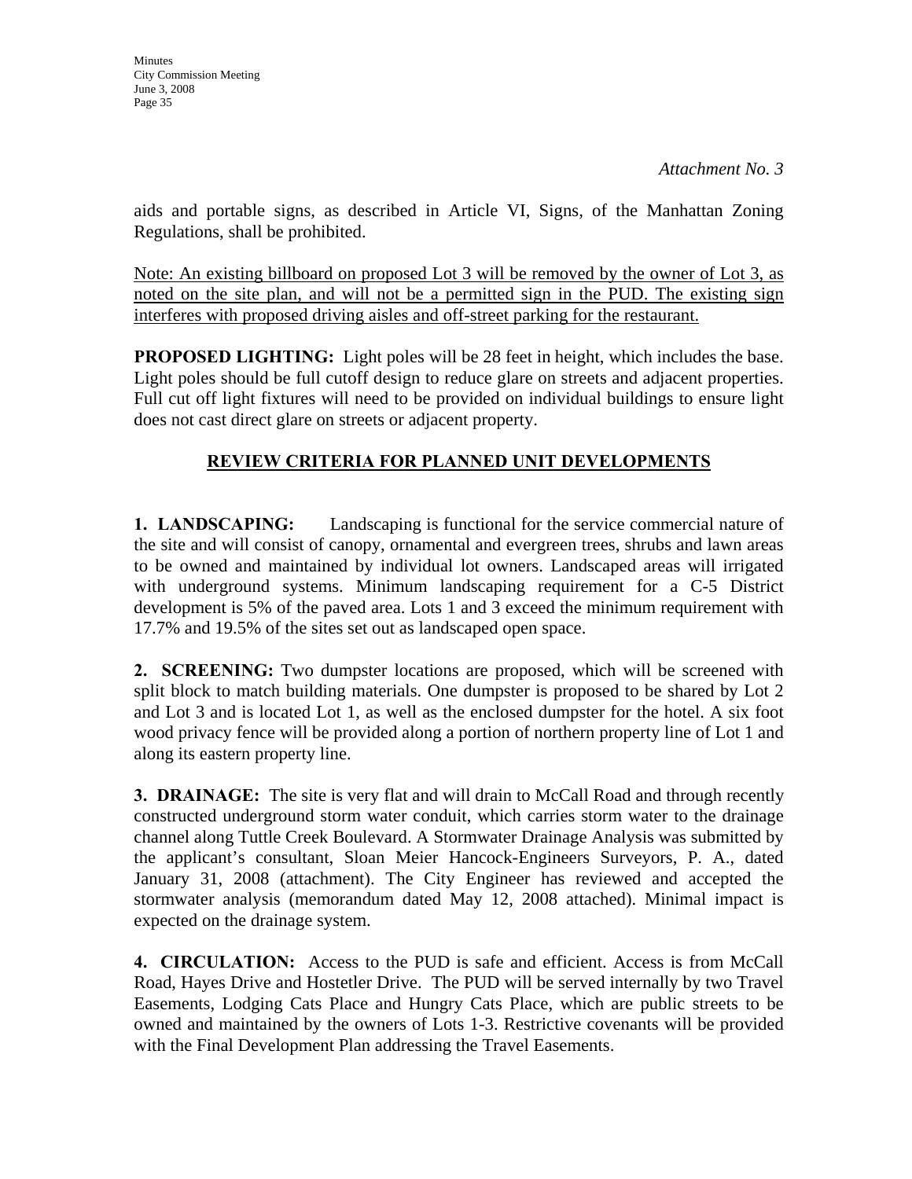*Attachment No. 3*

aids and portable signs, as described in Article VI, Signs, of the Manhattan Zoning Regulations, shall be prohibited.

<u>Note: An existing billboard on proposed Lot 3 will be removed by the owner of Lot 3, as noted on the site plan, and will not be a permitted sign in the PUD. The existing sign interferes with proposed driving aisles and off-street parking for the restaurant.</u>

**PROPOSED LIGHTING:** Light poles will be 28 feet in height, which includes the base. Light poles should be full cutoff design to reduce glare on streets and adjacent properties. Full cut off light fixtures will need to be provided on individual buildings to ensure light does not cast direct glare on streets or adjacent property.

## REVIEW CRITERIA FOR PLANNED UNIT DEVELOPMENTS

**1. LANDSCAPING:** Landscaping is functional for the service commercial nature of the site and will consist of canopy, ornamental and evergreen trees, shrubs and lawn areas to be owned and maintained by individual lot owners. Landscaped areas will irrigated with underground systems. Minimum landscaping requirement for a C-5 District development is 5% of the paved area. Lots 1 and 3 exceed the minimum requirement with 17.7% and 19.5% of the sites set out as landscaped open space.

**2. SCREENING:** Two dumpster locations are proposed, which will be screened with split block to match building materials. One dumpster is proposed to be shared by Lot 2 and Lot 3 and is located Lot 1, as well as the enclosed dumpster for the hotel. A six foot wood privacy fence will be provided along a portion of northern property line of Lot 1 and along its eastern property line.

**3. DRAINAGE:** The site is very flat and will drain to McCall Road and through recently constructed underground storm water conduit, which carries storm water to the drainage channel along Tuttle Creek Boulevard. A Stormwater Drainage Analysis was submitted by the applicant's consultant, Sloan Meier Hancock-Engineers Surveyors, P. A., dated January 31, 2008 (attachment). The City Engineer has reviewed and accepted the stormwater analysis (memorandum dated May 12, 2008 attached). Minimal impact is expected on the drainage system.

**4. CIRCULATION:** Access to the PUD is safe and efficient. Access is from McCall Road, Hayes Drive and Hostetler Drive. The PUD will be served internally by two Travel Easements, Lodging Cats Place and Hungry Cats Place, which are public streets to be owned and maintained by the owners of Lots 1-3. Restrictive covenants will be provided with the Final Development Plan addressing the Travel Easements.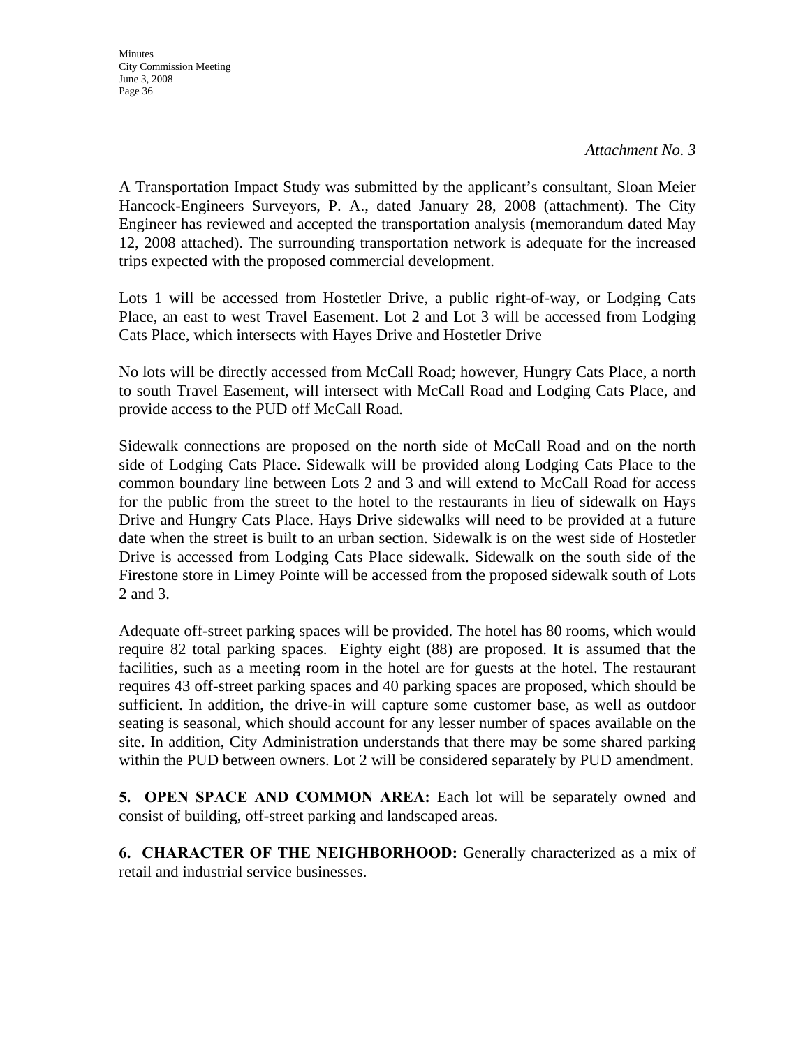*Attachment No. 3*

A Transportation Impact Study was submitted by the applicant's consultant, Sloan Meier Hancock-Engineers Surveyors, P. A., dated January 28, 2008 (attachment). The City Engineer has reviewed and accepted the transportation analysis (memorandum dated May 12, 2008 attached). The surrounding transportation network is adequate for the increased trips expected with the proposed commercial development.

Lots 1 will be accessed from Hostetler Drive, a public right-of-way, or Lodging Cats Place, an east to west Travel Easement. Lot 2 and Lot 3 will be accessed from Lodging Cats Place, which intersects with Hayes Drive and Hostetler Drive

No lots will be directly accessed from McCall Road; however, Hungry Cats Place, a north to south Travel Easement, will intersect with McCall Road and Lodging Cats Place, and provide access to the PUD off McCall Road.

Sidewalk connections are proposed on the north side of McCall Road and on the north side of Lodging Cats Place. Sidewalk will be provided along Lodging Cats Place to the common boundary line between Lots 2 and 3 and will extend to McCall Road for access for the public from the street to the hotel to the restaurants in lieu of sidewalk on Hays Drive and Hungry Cats Place. Hays Drive sidewalks will need to be provided at a future date when the street is built to an urban section. Sidewalk is on the west side of Hostetler Drive is accessed from Lodging Cats Place sidewalk. Sidewalk on the south side of the Firestone store in Limey Pointe will be accessed from the proposed sidewalk south of Lots 2 and 3.

Adequate off-street parking spaces will be provided. The hotel has 80 rooms, which would require 82 total parking spaces. Eighty eight (88) are proposed. It is assumed that the facilities, such as a meeting room in the hotel are for guests at the hotel. The restaurant requires 43 off-street parking spaces and 40 parking spaces are proposed, which should be sufficient. In addition, the drive-in will capture some customer base, as well as outdoor seating is seasonal, which should account for any lesser number of spaces available on the site. In addition, City Administration understands that there may be some shared parking within the PUD between owners. Lot 2 will be considered separately by PUD amendment.

**5. OPEN SPACE AND COMMON AREA:** Each lot will be separately owned and consist of building, off-street parking and landscaped areas.

**6. CHARACTER OF THE NEIGHBORHOOD:** Generally characterized as a mix of retail and industrial service businesses.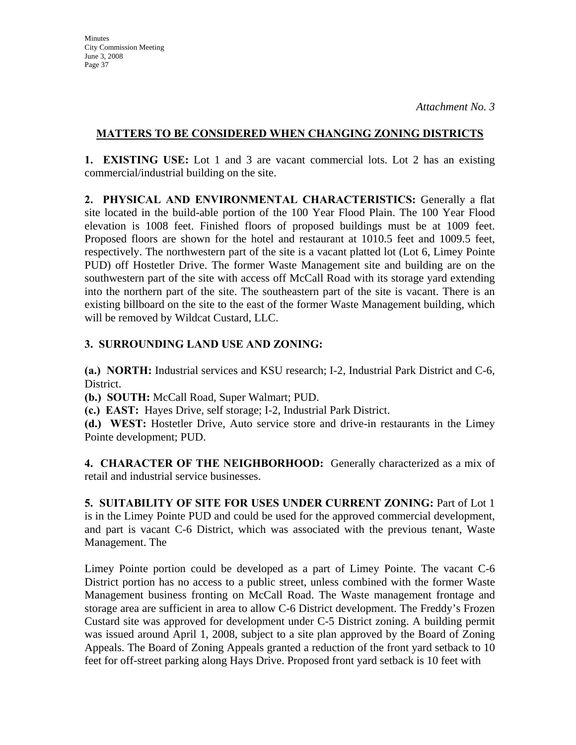*Attachment No. 3*

## MATTERS TO BE CONSIDERED WHEN CHANGING ZONING DISTRICTS

**1. EXISTING USE:** Lot 1 and 3 are vacant commercial lots. Lot 2 has an existing commercial/industrial building on the site.

**2. PHYSICAL AND ENVIRONMENTAL CHARACTERISTICS:** Generally a flat site located in the build-able portion of the 100 Year Flood Plain. The 100 Year Flood elevation is 1008 feet. Finished floors of proposed buildings must be at 1009 feet. Proposed floors are shown for the hotel and restaurant at 1010.5 feet and 1009.5 feet, respectively. The northwestern part of the site is a vacant platted lot (Lot 6, Limey Pointe PUD) off Hostetler Drive. The former Waste Management site and building are on the southwestern part of the site with access off McCall Road with its storage yard extending into the northern part of the site. The southeastern part of the site is vacant. There is an existing billboard on the site to the east of the former Waste Management building, which will be removed by Wildcat Custard, LLC.

**3. SURROUNDING LAND USE AND ZONING:**

**(a.) NORTH:** Industrial services and KSU research; I-2, Industrial Park District and C-6, District.
**(b.) SOUTH:** McCall Road, Super Walmart; PUD.
**(c.) EAST:** Hayes Drive, self storage; I-2, Industrial Park District.
**(d.) WEST:** Hostetler Drive, Auto service store and drive-in restaurants in the Limey Pointe development; PUD.

**4. CHARACTER OF THE NEIGHBORHOOD:** Generally characterized as a mix of retail and industrial service businesses.

**5. SUITABILITY OF SITE FOR USES UNDER CURRENT ZONING:** Part of Lot 1 is in the Limey Pointe PUD and could be used for the approved commercial development, and part is vacant C-6 District, which was associated with the previous tenant, Waste Management. The

Limey Pointe portion could be developed as a part of Limey Pointe. The vacant C-6 District portion has no access to a public street, unless combined with the former Waste Management business fronting on McCall Road. The Waste management frontage and storage area are sufficient in area to allow C-6 District development. The Freddy's Frozen Custard site was approved for development under C-5 District zoning. A building permit was issued around April 1, 2008, subject to a site plan approved by the Board of Zoning Appeals. The Board of Zoning Appeals granted a reduction of the front yard setback to 10 feet for off-street parking along Hays Drive. Proposed front yard setback is 10 feet with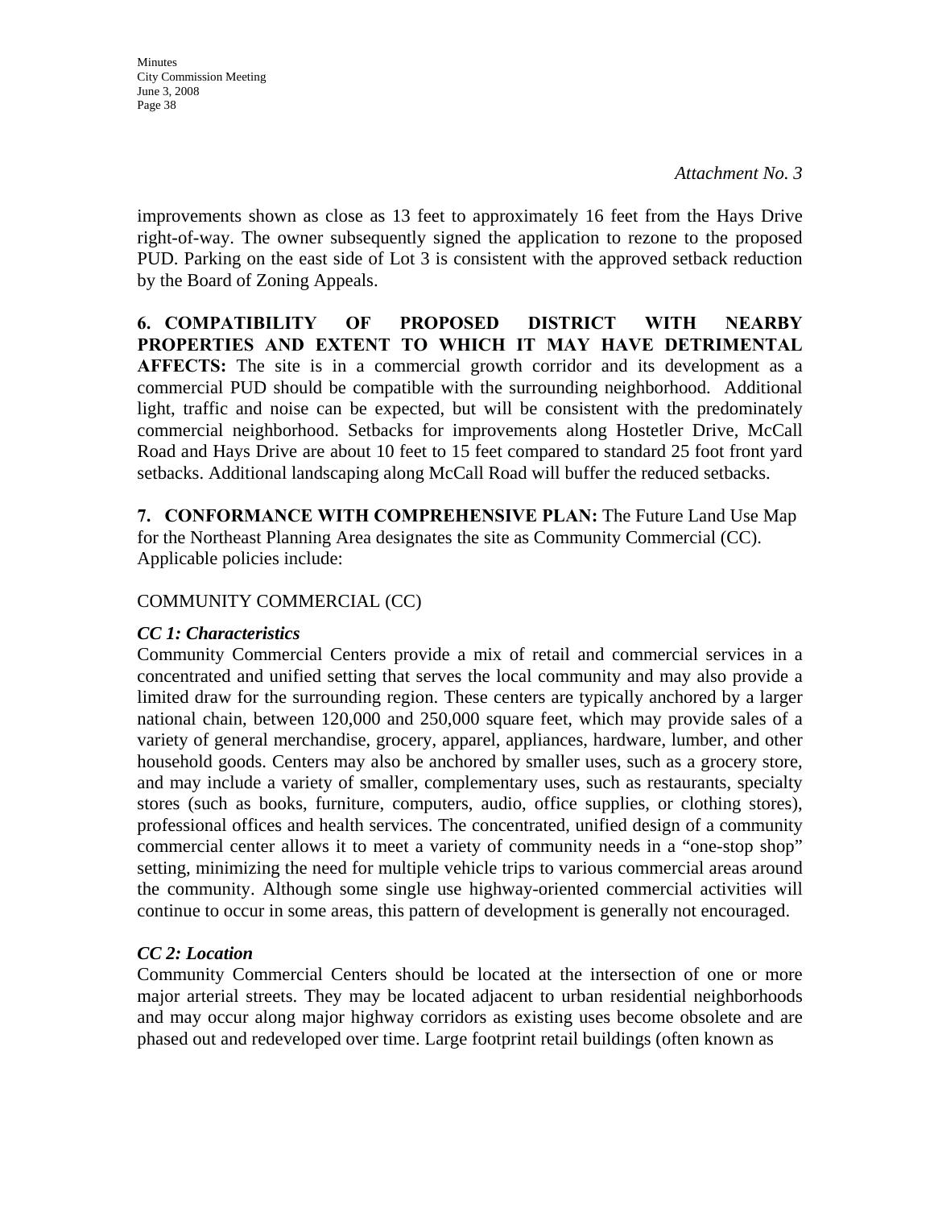*Attachment No. 3*

improvements shown as close as 13 feet to approximately 16 feet from the Hays Drive right-of-way. The owner subsequently signed the application to rezone to the proposed PUD. Parking on the east side of Lot 3 is consistent with the approved setback reduction by the Board of Zoning Appeals.

**6. COMPATIBILITY OF PROPOSED DISTRICT WITH NEARBY PROPERTIES AND EXTENT TO WHICH IT MAY HAVE DETRIMENTAL AFFECTS:** The site is in a commercial growth corridor and its development as a commercial PUD should be compatible with the surrounding neighborhood. Additional light, traffic and noise can be expected, but will be consistent with the predominately commercial neighborhood. Setbacks for improvements along Hostetler Drive, McCall Road and Hays Drive are about 10 feet to 15 feet compared to standard 25 foot front yard setbacks. Additional landscaping along McCall Road will buffer the reduced setbacks.

**7. CONFORMANCE WITH COMPREHENSIVE PLAN:** The Future Land Use Map for the Northeast Planning Area designates the site as Community Commercial (CC). Applicable policies include:

COMMUNITY COMMERCIAL (CC)

***CC 1: Characteristics***

Community Commercial Centers provide a mix of retail and commercial services in a concentrated and unified setting that serves the local community and may also provide a limited draw for the surrounding region. These centers are typically anchored by a larger national chain, between 120,000 and 250,000 square feet, which may provide sales of a variety of general merchandise, grocery, apparel, appliances, hardware, lumber, and other household goods. Centers may also be anchored by smaller uses, such as a grocery store, and may include a variety of smaller, complementary uses, such as restaurants, specialty stores (such as books, furniture, computers, audio, office supplies, or clothing stores), professional offices and health services. The concentrated, unified design of a community commercial center allows it to meet a variety of community needs in a "one-stop shop" setting, minimizing the need for multiple vehicle trips to various commercial areas around the community. Although some single use highway-oriented commercial activities will continue to occur in some areas, this pattern of development is generally not encouraged.

***CC 2: Location***

Community Commercial Centers should be located at the intersection of one or more major arterial streets. They may be located adjacent to urban residential neighborhoods and may occur along major highway corridors as existing uses become obsolete and are phased out and redeveloped over time. Large footprint retail buildings (often known as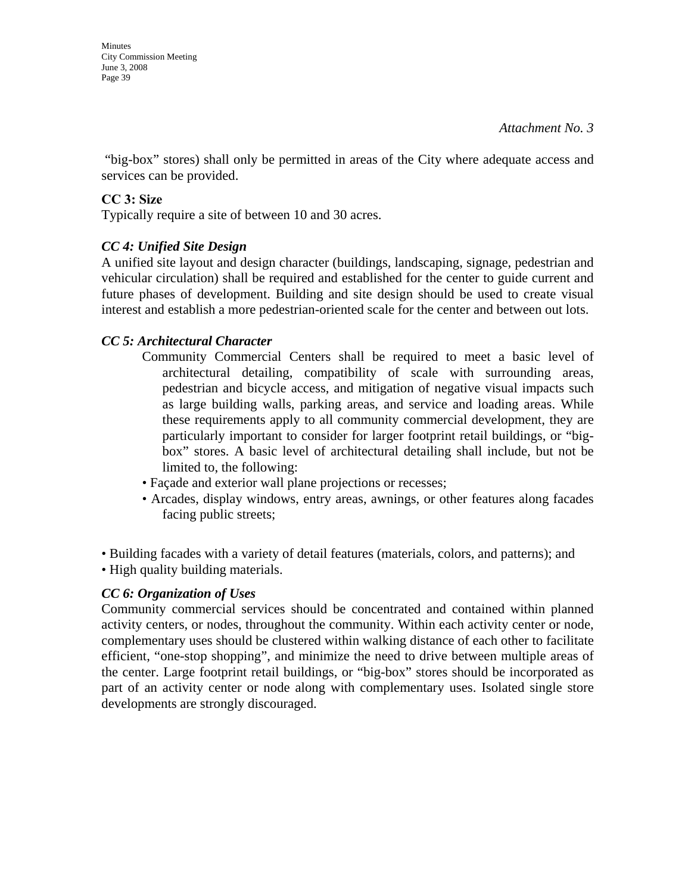*Attachment No. 3*

"big-box" stores) shall only be permitted in areas of the City where adequate access and services can be provided.

**CC 3: Size**
Typically require a site of between 10 and 30 acres.

***CC 4: Unified Site Design***
A unified site layout and design character (buildings, landscaping, signage, pedestrian and vehicular circulation) shall be required and established for the center to guide current and future phases of development. Building and site design should be used to create visual interest and establish a more pedestrian-oriented scale for the center and between out lots.

***CC 5: Architectural Character***
Community Commercial Centers shall be required to meet a basic level of architectural detailing, compatibility of scale with surrounding areas, pedestrian and bicycle access, and mitigation of negative visual impacts such as large building walls, parking areas, and service and loading areas. While these requirements apply to all community commercial development, they are particularly important to consider for larger footprint retail buildings, or "big-box" stores. A basic level of architectural detailing shall include, but not be limited to, the following:

- Façade and exterior wall plane projections or recesses;
- Arcades, display windows, entry areas, awnings, or other features along facades facing public streets;
- Building facades with a variety of detail features (materials, colors, and patterns); and
- High quality building materials.

***CC 6: Organization of Uses***
Community commercial services should be concentrated and contained within planned activity centers, or nodes, throughout the community. Within each activity center or node, complementary uses should be clustered within walking distance of each other to facilitate efficient, "one-stop shopping", and minimize the need to drive between multiple areas of the center. Large footprint retail buildings, or "big-box" stores should be incorporated as part of an activity center or node along with complementary uses. Isolated single store developments are strongly discouraged.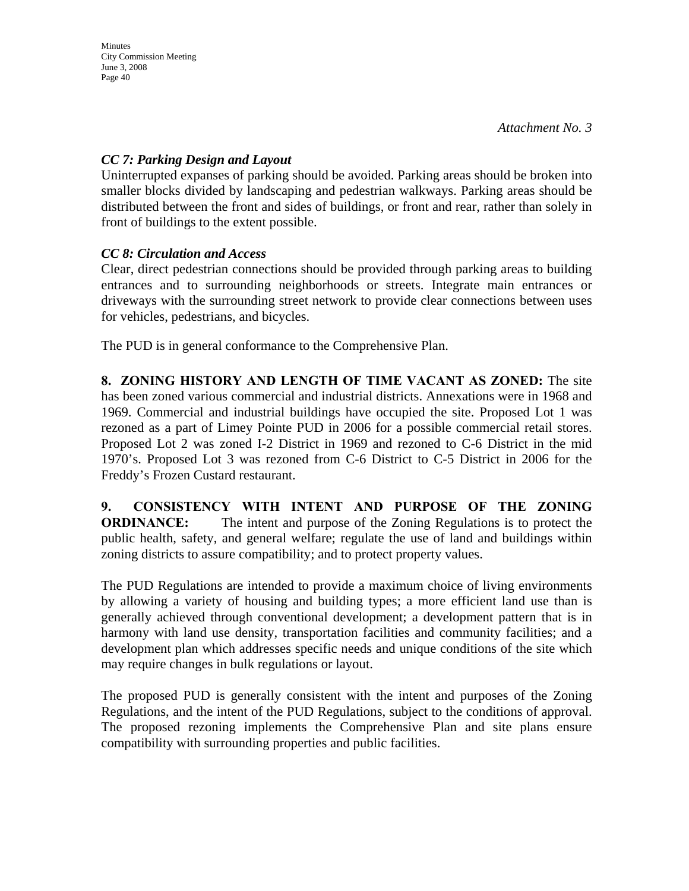*Attachment No. 3*

***CC 7: Parking Design and Layout***

Uninterrupted expanses of parking should be avoided. Parking areas should be broken into smaller blocks divided by landscaping and pedestrian walkways. Parking areas should be distributed between the front and sides of buildings, or front and rear, rather than solely in front of buildings to the extent possible.

***CC 8: Circulation and Access***

Clear, direct pedestrian connections should be provided through parking areas to building entrances and to surrounding neighborhoods or streets. Integrate main entrances or driveways with the surrounding street network to provide clear connections between uses for vehicles, pedestrians, and bicycles.

The PUD is in general conformance to the Comprehensive Plan.

**8. ZONING HISTORY AND LENGTH OF TIME VACANT AS ZONED:** The site has been zoned various commercial and industrial districts. Annexations were in 1968 and 1969. Commercial and industrial buildings have occupied the site. Proposed Lot 1 was rezoned as a part of Limey Pointe PUD in 2006 for a possible commercial retail stores. Proposed Lot 2 was zoned I-2 District in 1969 and rezoned to C-6 District in the mid 1970's. Proposed Lot 3 was rezoned from C-6 District to C-5 District in 2006 for the Freddy's Frozen Custard restaurant.

**9. CONSISTENCY WITH INTENT AND PURPOSE OF THE ZONING ORDINANCE:** The intent and purpose of the Zoning Regulations is to protect the public health, safety, and general welfare; regulate the use of land and buildings within zoning districts to assure compatibility; and to protect property values.

The PUD Regulations are intended to provide a maximum choice of living environments by allowing a variety of housing and building types; a more efficient land use than is generally achieved through conventional development; a development pattern that is in harmony with land use density, transportation facilities and community facilities; and a development plan which addresses specific needs and unique conditions of the site which may require changes in bulk regulations or layout.

The proposed PUD is generally consistent with the intent and purposes of the Zoning Regulations, and the intent of the PUD Regulations, subject to the conditions of approval. The proposed rezoning implements the Comprehensive Plan and site plans ensure compatibility with surrounding properties and public facilities.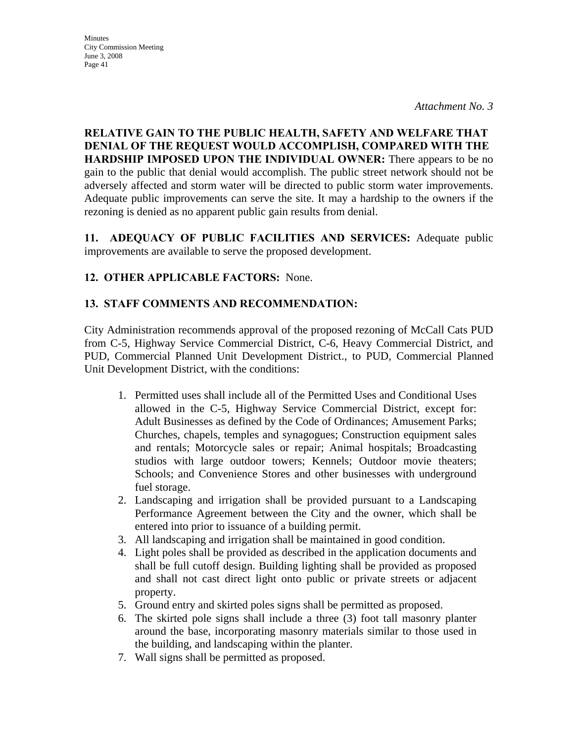*Attachment No. 3*

**RELATIVE GAIN TO THE PUBLIC HEALTH, SAFETY AND WELFARE THAT DENIAL OF THE REQUEST WOULD ACCOMPLISH, COMPARED WITH THE HARDSHIP IMPOSED UPON THE INDIVIDUAL OWNER:** There appears to be no gain to the public that denial would accomplish. The public street network should not be adversely affected and storm water will be directed to public storm water improvements. Adequate public improvements can serve the site. It may a hardship to the owners if the rezoning is denied as no apparent public gain results from denial.

**11. ADEQUACY OF PUBLIC FACILITIES AND SERVICES:** Adequate public improvements are available to serve the proposed development.

**12. OTHER APPLICABLE FACTORS:** None.

**13. STAFF COMMENTS AND RECOMMENDATION:**

City Administration recommends approval of the proposed rezoning of McCall Cats PUD from C-5, Highway Service Commercial District, C-6, Heavy Commercial District, and PUD, Commercial Planned Unit Development District., to PUD, Commercial Planned Unit Development District, with the conditions:

1. Permitted uses shall include all of the Permitted Uses and Conditional Uses allowed in the C-5, Highway Service Commercial District, except for: Adult Businesses as defined by the Code of Ordinances; Amusement Parks; Churches, chapels, temples and synagogues; Construction equipment sales and rentals; Motorcycle sales or repair; Animal hospitals; Broadcasting studios with large outdoor towers; Kennels; Outdoor movie theaters; Schools; and Convenience Stores and other businesses with underground fuel storage.
2. Landscaping and irrigation shall be provided pursuant to a Landscaping Performance Agreement between the City and the owner, which shall be entered into prior to issuance of a building permit.
3. All landscaping and irrigation shall be maintained in good condition.
4. Light poles shall be provided as described in the application documents and shall be full cutoff design. Building lighting shall be provided as proposed and shall not cast direct light onto public or private streets or adjacent property.
5. Ground entry and skirted poles signs shall be permitted as proposed.
6. The skirted pole signs shall include a three (3) foot tall masonry planter around the base, incorporating masonry materials similar to those used in the building, and landscaping within the planter.
7. Wall signs shall be permitted as proposed.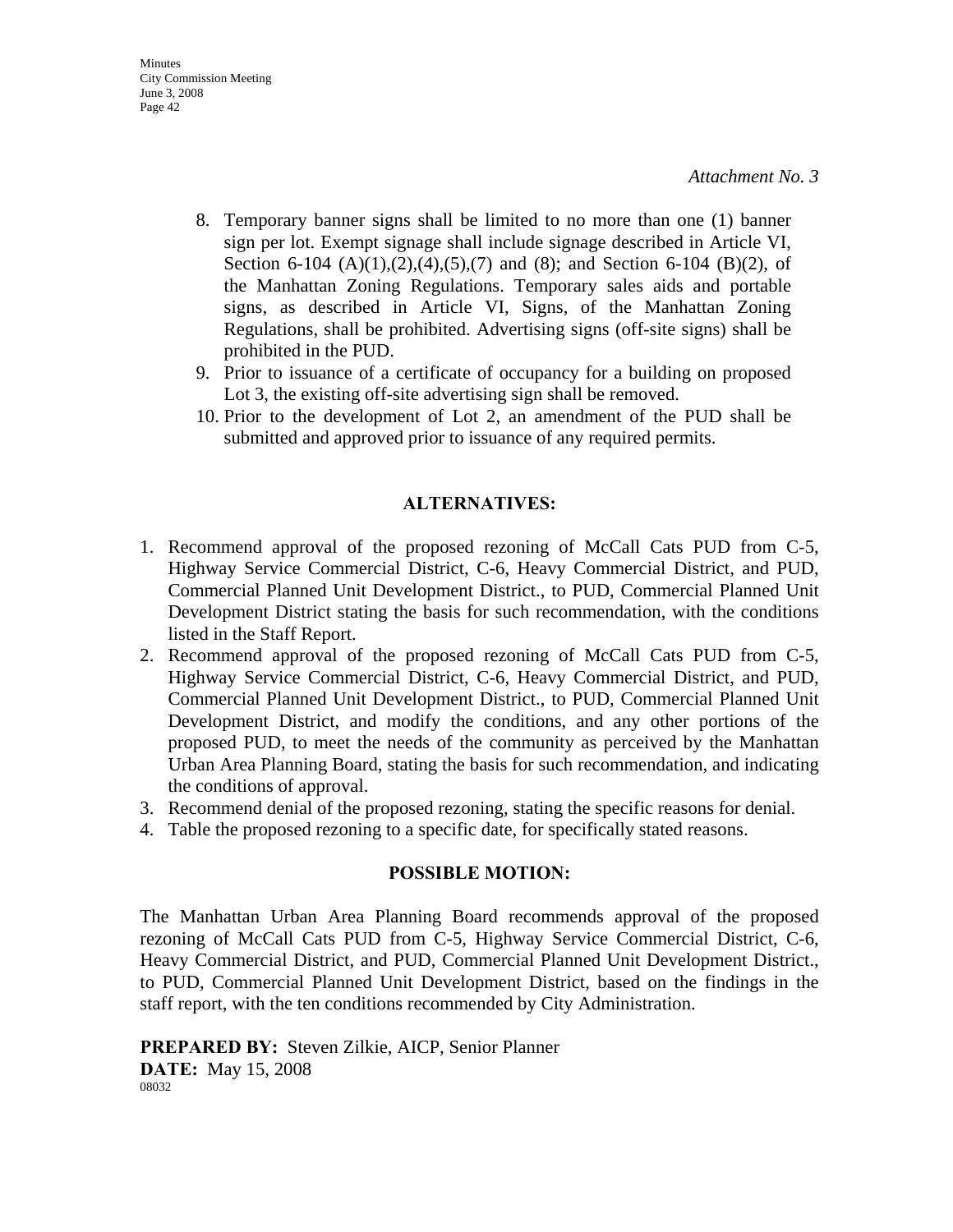*Attachment No. 3*

8. Temporary banner signs shall be limited to no more than one (1) banner sign per lot. Exempt signage shall include signage described in Article VI, Section 6-104 (A)(1),(2),(4),(5),(7) and (8); and Section 6-104 (B)(2), of the Manhattan Zoning Regulations. Temporary sales aids and portable signs, as described in Article VI, Signs, of the Manhattan Zoning Regulations, shall be prohibited. Advertising signs (off-site signs) shall be prohibited in the PUD.
9. Prior to issuance of a certificate of occupancy for a building on proposed Lot 3, the existing off-site advertising sign shall be removed.
10. Prior to the development of Lot 2, an amendment of the PUD shall be submitted and approved prior to issuance of any required permits.

## ALTERNATIVES:

1. Recommend approval of the proposed rezoning of McCall Cats PUD from C-5, Highway Service Commercial District, C-6, Heavy Commercial District, and PUD, Commercial Planned Unit Development District., to PUD, Commercial Planned Unit Development District stating the basis for such recommendation, with the conditions listed in the Staff Report.
2. Recommend approval of the proposed rezoning of McCall Cats PUD from C-5, Highway Service Commercial District, C-6, Heavy Commercial District, and PUD, Commercial Planned Unit Development District., to PUD, Commercial Planned Unit Development District, and modify the conditions, and any other portions of the proposed PUD, to meet the needs of the community as perceived by the Manhattan Urban Area Planning Board, stating the basis for such recommendation, and indicating the conditions of approval.
3. Recommend denial of the proposed rezoning, stating the specific reasons for denial.
4. Table the proposed rezoning to a specific date, for specifically stated reasons.

## POSSIBLE MOTION:

The Manhattan Urban Area Planning Board recommends approval of the proposed rezoning of McCall Cats PUD from C-5, Highway Service Commercial District, C-6, Heavy Commercial District, and PUD, Commercial Planned Unit Development District., to PUD, Commercial Planned Unit Development District, based on the findings in the staff report, with the ten conditions recommended by City Administration.

**PREPARED BY:** Steven Zilkie, AICP, Senior Planner
**DATE:** May 15, 2008
08032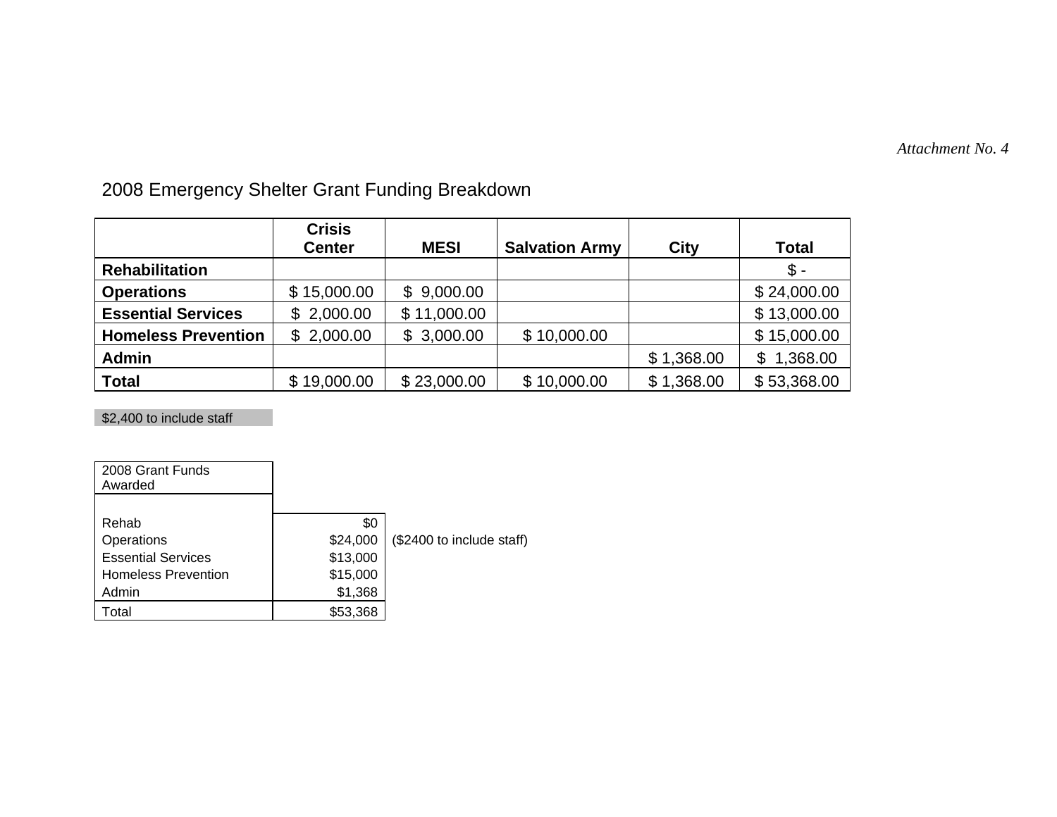*Attachment No. 4*

## 2008 Emergency Shelter Grant Funding Breakdown

| | Crisis Center | MESI | Salvation Army | City | Total |
|---|---|---|---|---|---|
| **Rehabilitation** | | | | | $ - |
| **Operations** | $ 15,000.00 | $ 9,000.00 | | | $ 24,000.00 |
| **Essential Services** | $ 2,000.00 | $ 11,000.00 | | | $ 13,000.00 |
| **Homeless Prevention** | $ 2,000.00 | $ 3,000.00 | $ 10,000.00 | | $ 15,000.00 |
| **Admin** | | | | $ 1,368.00 | $ 1,368.00 |
| **Total** | $ 19,000.00 | $ 23,000.00 | $ 10,000.00 | $ 1,368.00 | $ 53,368.00 |

$2,400 to include staff

| 2008 Grant Funds Awarded | | |
|---|---|---|
| Rehab | $0 | |
| Operations | $24,000 | ($2400 to include staff) |
| Essential Services | $13,000 | |
| Homeless Prevention | $15,000 | |
| Admin | $1,368 | |
| Total | $53,368 | |